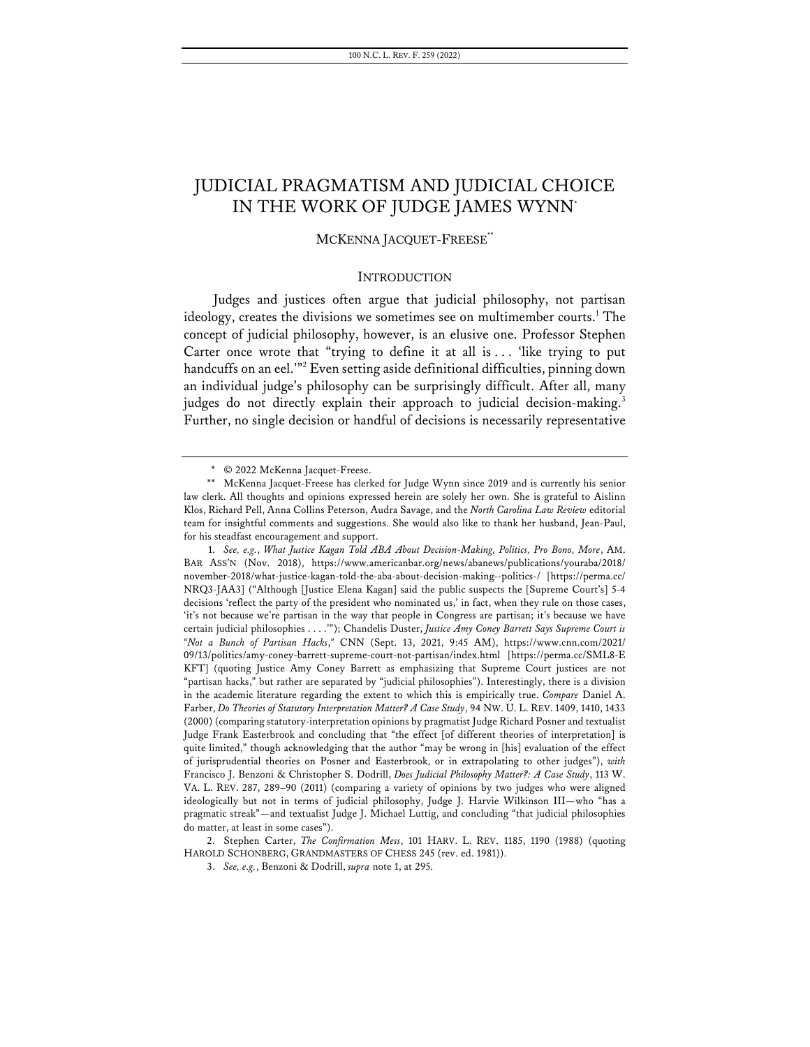# JUDICIAL PRAGMATISM AND JUDICIAL CHOICE IN THE WORK OF JUDGE JAMES WYNN[*]

MCKENNA JACQUET-FREESE[**]

## INTRODUCTION

Judges and justices often argue that judicial philosophy, not partisan ideology, creates the divisions we sometimes see on multimember courts.[1] The concept of judicial philosophy, however, is an elusive one. Professor Stephen Carter once wrote that "trying to define it at all is . . . 'like trying to put handcuffs on an eel.'"[2] Even setting aside definitional difficulties, pinning down an individual judge's philosophy can be surprisingly difficult. After all, many judges do not directly explain their approach to judicial decision-making.[3] Further, no single decision or handful of decisions is necessarily representative

---

\* © 2022 McKenna Jacquet-Freese.

\*\* McKenna Jacquet-Freese has clerked for Judge Wynn since 2019 and is currently his senior law clerk. All thoughts and opinions expressed herein are solely her own. She is grateful to Aislinn Klos, Richard Pell, Anna Collins Peterson, Audra Savage, and the *North Carolina Law Review* editorial team for insightful comments and suggestions. She would also like to thank her husband, Jean-Paul, for his steadfast encouragement and support.

1. *See, e.g.*, *What Justice Kagan Told ABA About Decision-Making, Politics, Pro Bono, More*, AM. BAR ASS'N (Nov. 2018), https://www.americanbar.org/news/abanews/publications/youraba/2018/november-2018/what-justice-kagan-told-the-aba-about-decision-making--politics-/ [https://perma.cc/NRQ3-JAA3] ("Although [Justice Elena Kagan] said the public suspects the [Supreme Court's] 5-4 decisions 'reflect the party of the president who nominated us,' in fact, when they rule on those cases, 'it's not because we're partisan in the way that people in Congress are partisan; it's because we have certain judicial philosophies . . . .'"); Chandelis Duster, *Justice Amy Coney Barrett Says Supreme Court is "Not a Bunch of Partisan Hacks*,*"* CNN (Sept. 13, 2021, 9:45 AM), https://www.cnn.com/2021/09/13/politics/amy-coney-barrett-supreme-court-not-partisan/index.html [https://perma.cc/SML8-EKFT] (quoting Justice Amy Coney Barrett as emphasizing that Supreme Court justices are not "partisan hacks," but rather are separated by "judicial philosophies"). Interestingly, there is a division in the academic literature regarding the extent to which this is empirically true. *Compare* Daniel A. Farber, *Do Theories of Statutory Interpretation Matter? A Case Study*, 94 NW. U. L. REV. 1409, 1410, 1433 (2000) (comparing statutory-interpretation opinions by pragmatist Judge Richard Posner and textualist Judge Frank Easterbrook and concluding that "the effect [of different theories of interpretation] is quite limited," though acknowledging that the author "may be wrong in [his] evaluation of the effect of jurisprudential theories on Posner and Easterbrook, or in extrapolating to other judges"), *with* Francisco J. Benzoni & Christopher S. Dodrill, *Does Judicial Philosophy Matter?: A Case Study*, 113 W. VA. L. REV. 287, 289–90 (2011) (comparing a variety of opinions by two judges who were aligned ideologically but not in terms of judicial philosophy, Judge J. Harvie Wilkinson III—who "has a pragmatic streak"—and textualist Judge J. Michael Luttig, and concluding "that judicial philosophies do matter, at least in some cases").

2. Stephen Carter, *The Confirmation Mess*, 101 HARV. L. REV. 1185, 1190 (1988) (quoting HAROLD SCHONBERG, GRANDMASTERS OF CHESS 245 (rev. ed. 1981)).

3. *See, e.g.*, Benzoni & Dodrill, *supra* note 1, at 295.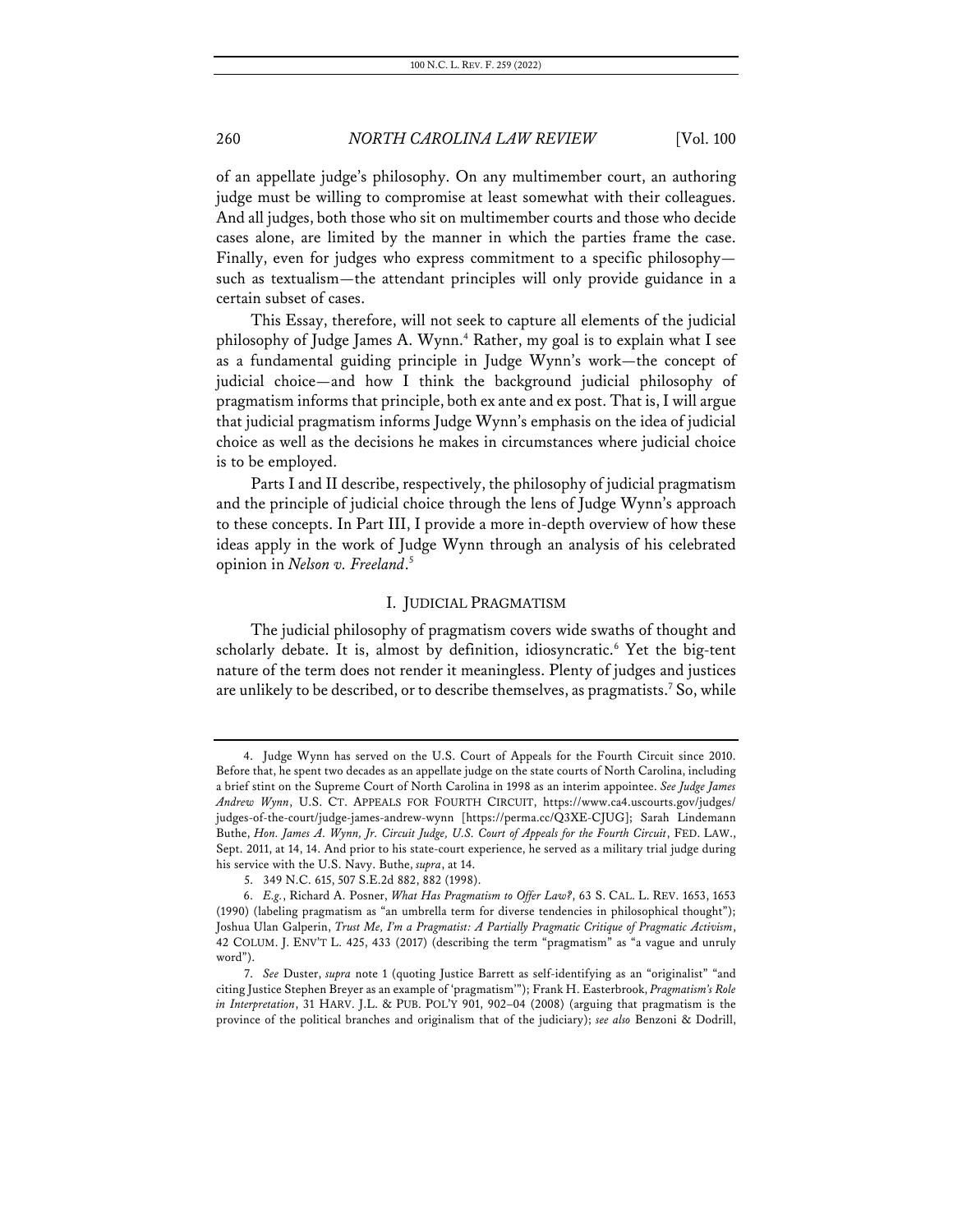of an appellate judge's philosophy. On any multimember court, an authoring judge must be willing to compromise at least somewhat with their colleagues. And all judges, both those who sit on multimember courts and those who decide cases alone, are limited by the manner in which the parties frame the case. Finally, even for judges who express commitment to a specific philosophy—such as textualism—the attendant principles will only provide guidance in a certain subset of cases.

This Essay, therefore, will not seek to capture all elements of the judicial philosophy of Judge James A. Wynn.[4] Rather, my goal is to explain what I see as a fundamental guiding principle in Judge Wynn's work—the concept of judicial choice—and how I think the background judicial philosophy of pragmatism informs that principle, both ex ante and ex post. That is, I will argue that judicial pragmatism informs Judge Wynn's emphasis on the idea of judicial choice as well as the decisions he makes in circumstances where judicial choice is to be employed.

Parts I and II describe, respectively, the philosophy of judicial pragmatism and the principle of judicial choice through the lens of Judge Wynn's approach to these concepts. In Part III, I provide a more in-depth overview of how these ideas apply in the work of Judge Wynn through an analysis of his celebrated opinion in *Nelson v. Freeland*.[5]

## I. JUDICIAL PRAGMATISM

The judicial philosophy of pragmatism covers wide swaths of thought and scholarly debate. It is, almost by definition, idiosyncratic.[6] Yet the big-tent nature of the term does not render it meaningless. Plenty of judges and justices are unlikely to be described, or to describe themselves, as pragmatists.[7] So, while

---

4. Judge Wynn has served on the U.S. Court of Appeals for the Fourth Circuit since 2010. Before that, he spent two decades as an appellate judge on the state courts of North Carolina, including a brief stint on the Supreme Court of North Carolina in 1998 as an interim appointee. *See Judge James Andrew Wynn*, U.S. CT. APPEALS FOR FOURTH CIRCUIT, https://www.ca4.uscourts.gov/judges/judges-of-the-court/judge-james-andrew-wynn [https://perma.cc/Q3XE-CJUG]; Sarah Lindemann Buthe, *Hon. James A. Wynn, Jr. Circuit Judge, U.S. Court of Appeals for the Fourth Circuit*, FED. LAW., Sept. 2011, at 14, 14. And prior to his state-court experience, he served as a military trial judge during his service with the U.S. Navy. Buthe, *supra*, at 14.

5. 349 N.C. 615, 507 S.E.2d 882, 882 (1998).

6. *E.g.*, Richard A. Posner, *What Has Pragmatism to Offer Law?*, 63 S. CAL. L. REV. 1653, 1653 (1990) (labeling pragmatism as "an umbrella term for diverse tendencies in philosophical thought"); Joshua Ulan Galperin, *Trust Me, I'm a Pragmatist: A Partially Pragmatic Critique of Pragmatic Activism*, 42 COLUM. J. ENV'T L. 425, 433 (2017) (describing the term "pragmatism" as "a vague and unruly word").

7. *See* Duster, *supra* note 1 (quoting Justice Barrett as self-identifying as an "originalist" "and citing Justice Stephen Breyer as an example of 'pragmatism'"); Frank H. Easterbrook, *Pragmatism's Role in Interpretation*, 31 HARV. J.L. & PUB. POL'Y 901, 902–04 (2008) (arguing that pragmatism is the province of the political branches and originalism that of the judiciary); *see also* Benzoni & Dodrill,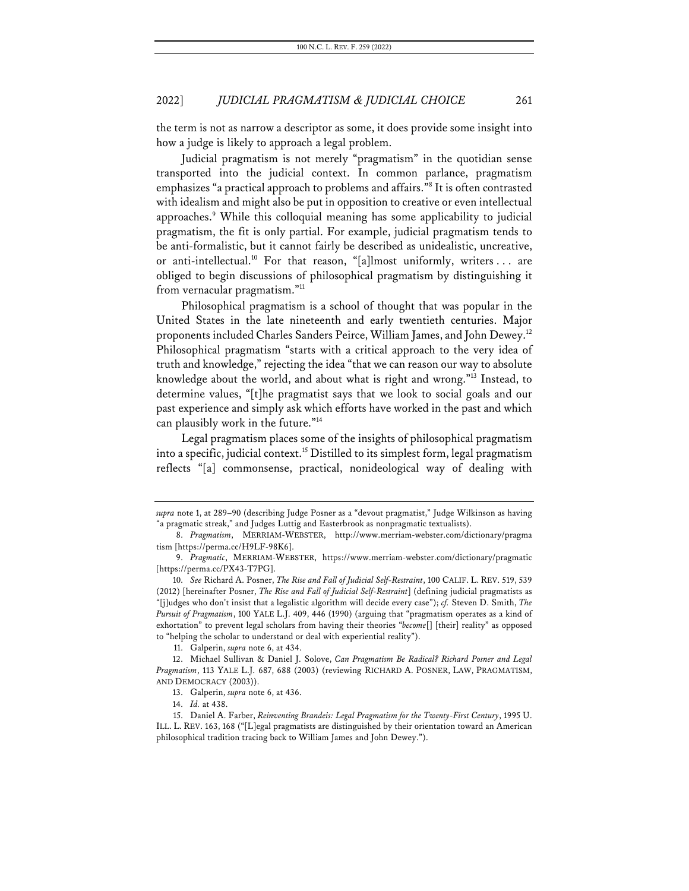the term is not as narrow a descriptor as some, it does provide some insight into how a judge is likely to approach a legal problem.

Judicial pragmatism is not merely "pragmatism" in the quotidian sense transported into the judicial context. In common parlance, pragmatism emphasizes "a practical approach to problems and affairs."[8] It is often contrasted with idealism and might also be put in opposition to creative or even intellectual approaches.[9] While this colloquial meaning has some applicability to judicial pragmatism, the fit is only partial. For example, judicial pragmatism tends to be anti-formalistic, but it cannot fairly be described as unidealistic, uncreative, or anti-intellectual.[10] For that reason, "[a]lmost uniformly, writers . . . are obliged to begin discussions of philosophical pragmatism by distinguishing it from vernacular pragmatism."[11]

Philosophical pragmatism is a school of thought that was popular in the United States in the late nineteenth and early twentieth centuries. Major proponents included Charles Sanders Peirce, William James, and John Dewey.[12] Philosophical pragmatism "starts with a critical approach to the very idea of truth and knowledge," rejecting the idea "that we can reason our way to absolute knowledge about the world, and about what is right and wrong."[13] Instead, to determine values, "[t]he pragmatist says that we look to social goals and our past experience and simply ask which efforts have worked in the past and which can plausibly work in the future."[14]

Legal pragmatism places some of the insights of philosophical pragmatism into a specific, judicial context.[15] Distilled to its simplest form, legal pragmatism reflects "[a] commonsense, practical, nonideological way of dealing with

---

*supra* note 1, at 289–90 (describing Judge Posner as a "devout pragmatist," Judge Wilkinson as having "a pragmatic streak," and Judges Luttig and Easterbrook as nonpragmatic textualists).

8. *Pragmatism*, MERRIAM-WEBSTER, http://www.merriam-webster.com/dictionary/pragmatism [https://perma.cc/H9LF-98K6].

9. *Pragmatic*, MERRIAM-WEBSTER, https://www.merriam-webster.com/dictionary/pragmatic [https://perma.cc/PX43-T7PG].

10. *See* Richard A. Posner, *The Rise and Fall of Judicial Self-Restraint*, 100 CALIF. L. REV. 519, 539 (2012) [hereinafter Posner, *The Rise and Fall of Judicial Self-Restraint*] (defining judicial pragmatists as "[j]udges who don't insist that a legalistic algorithm will decide every case"); *cf.* Steven D. Smith, *The Pursuit of Pragmatism*, 100 YALE L.J. 409, 446 (1990) (arguing that "pragmatism operates as a kind of exhortation" to prevent legal scholars from having their theories "*become*[] [their] reality" as opposed to "helping the scholar to understand or deal with experiential reality").

11. Galperin, *supra* note 6, at 434.

12. Michael Sullivan & Daniel J. Solove, *Can Pragmatism Be Radical? Richard Posner and Legal Pragmatism*, 113 YALE L.J. 687, 688 (2003) (reviewing RICHARD A. POSNER, LAW, PRAGMATISM, AND DEMOCRACY (2003)).

13. Galperin, *supra* note 6, at 436.

14. *Id.* at 438.

15. Daniel A. Farber, *Reinventing Brandeis: Legal Pragmatism for the Twenty-First Century*, 1995 U. ILL. L. REV. 163, 168 ("[L]egal pragmatists are distinguished by their orientation toward an American philosophical tradition tracing back to William James and John Dewey.").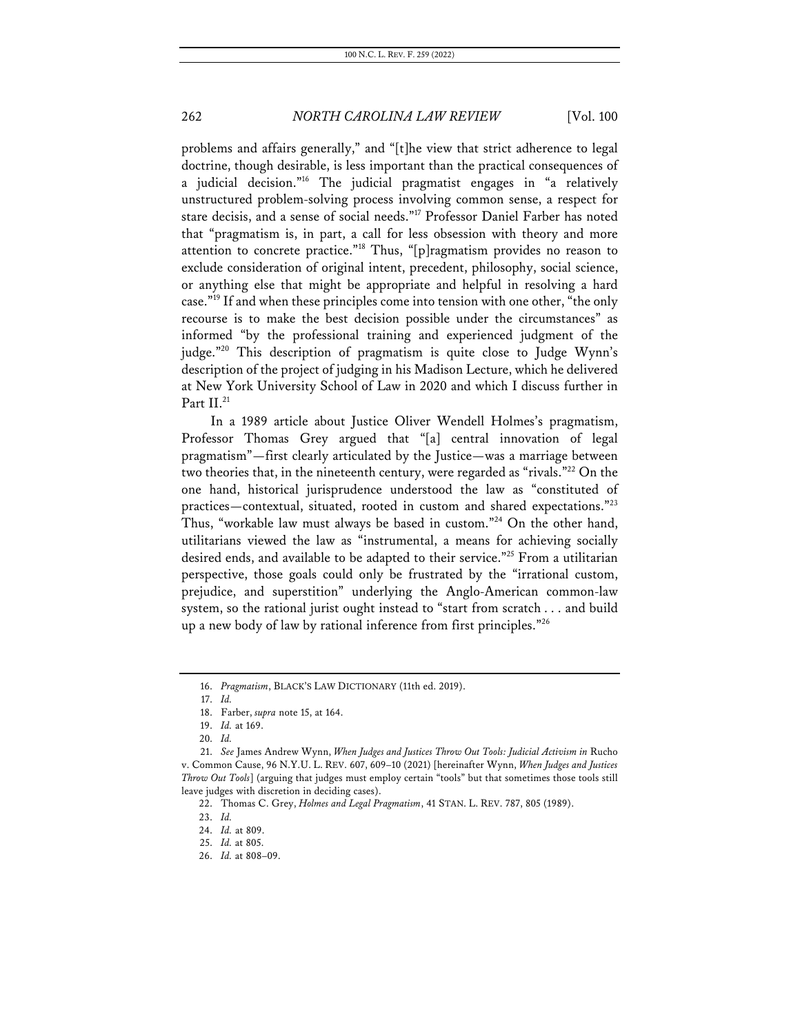problems and affairs generally," and "[t]he view that strict adherence to legal doctrine, though desirable, is less important than the practical consequences of a judicial decision."[16] The judicial pragmatist engages in "a relatively unstructured problem-solving process involving common sense, a respect for stare decisis, and a sense of social needs."[17] Professor Daniel Farber has noted that "pragmatism is, in part, a call for less obsession with theory and more attention to concrete practice."[18] Thus, "[p]ragmatism provides no reason to exclude consideration of original intent, precedent, philosophy, social science, or anything else that might be appropriate and helpful in resolving a hard case."[19] If and when these principles come into tension with one other, "the only recourse is to make the best decision possible under the circumstances" as informed "by the professional training and experienced judgment of the judge."[20] This description of pragmatism is quite close to Judge Wynn's description of the project of judging in his Madison Lecture, which he delivered at New York University School of Law in 2020 and which I discuss further in Part II.[21]

In a 1989 article about Justice Oliver Wendell Holmes's pragmatism, Professor Thomas Grey argued that "[a] central innovation of legal pragmatism"—first clearly articulated by the Justice—was a marriage between two theories that, in the nineteenth century, were regarded as "rivals."[22] On the one hand, historical jurisprudence understood the law as "constituted of practices—contextual, situated, rooted in custom and shared expectations."[23] Thus, "workable law must always be based in custom."[24] On the other hand, utilitarians viewed the law as "instrumental, a means for achieving socially desired ends, and available to be adapted to their service."[25] From a utilitarian perspective, those goals could only be frustrated by the "irrational custom, prejudice, and superstition" underlying the Anglo-American common-law system, so the rational jurist ought instead to "start from scratch . . . and build up a new body of law by rational inference from first principles."[26]

---

16. *Pragmatism*, BLACK'S LAW DICTIONARY (11th ed. 2019).

17. *Id.*

18. Farber, *supra* note 15, at 164.

19. *Id.* at 169.

20. *Id.*

21. *See* James Andrew Wynn, *When Judges and Justices Throw Out Tools: Judicial Activism in* Rucho v. Common Cause, 96 N.Y.U. L. REV. 607, 609–10 (2021) [hereinafter Wynn, *When Judges and Justices Throw Out Tools*] (arguing that judges must employ certain "tools" but that sometimes those tools still leave judges with discretion in deciding cases).

22. Thomas C. Grey, *Holmes and Legal Pragmatism*, 41 STAN. L. REV. 787, 805 (1989).

23. *Id.*

24. *Id.* at 809.

25. *Id.* at 805.

26. *Id.* at 808–09.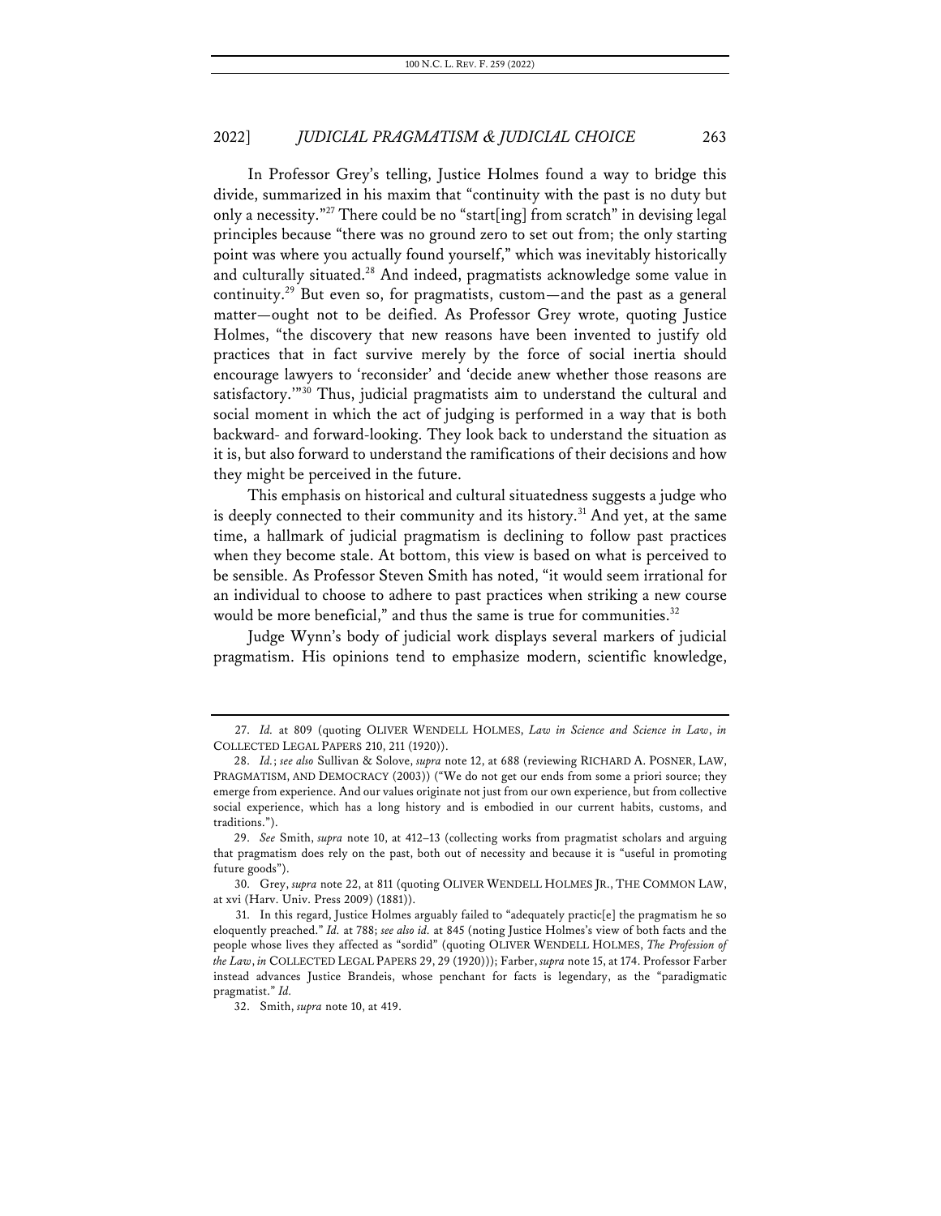In Professor Grey's telling, Justice Holmes found a way to bridge this divide, summarized in his maxim that "continuity with the past is no duty but only a necessity."[27] There could be no "start[ing] from scratch" in devising legal principles because "there was no ground zero to set out from; the only starting point was where you actually found yourself," which was inevitably historically and culturally situated.[28] And indeed, pragmatists acknowledge some value in continuity.[29] But even so, for pragmatists, custom—and the past as a general matter—ought not to be deified. As Professor Grey wrote, quoting Justice Holmes, "the discovery that new reasons have been invented to justify old practices that in fact survive merely by the force of social inertia should encourage lawyers to 'reconsider' and 'decide anew whether those reasons are satisfactory.'"[30] Thus, judicial pragmatists aim to understand the cultural and social moment in which the act of judging is performed in a way that is both backward- and forward-looking. They look back to understand the situation as it is, but also forward to understand the ramifications of their decisions and how they might be perceived in the future.

This emphasis on historical and cultural situatedness suggests a judge who is deeply connected to their community and its history.[31] And yet, at the same time, a hallmark of judicial pragmatism is declining to follow past practices when they become stale. At bottom, this view is based on what is perceived to be sensible. As Professor Steven Smith has noted, "it would seem irrational for an individual to choose to adhere to past practices when striking a new course would be more beneficial," and thus the same is true for communities.[32]

Judge Wynn's body of judicial work displays several markers of judicial pragmatism. His opinions tend to emphasize modern, scientific knowledge,

---

27. *Id.* at 809 (quoting OLIVER WENDELL HOLMES, *Law in Science and Science in Law*, *in* COLLECTED LEGAL PAPERS 210, 211 (1920)).

28. *Id.*; *see also* Sullivan & Solove, *supra* note 12, at 688 (reviewing RICHARD A. POSNER, LAW, PRAGMATISM, AND DEMOCRACY (2003)) ("We do not get our ends from some a priori source; they emerge from experience. And our values originate not just from our own experience, but from collective social experience, which has a long history and is embodied in our current habits, customs, and traditions.").

29. *See* Smith, *supra* note 10, at 412–13 (collecting works from pragmatist scholars and arguing that pragmatism does rely on the past, both out of necessity and because it is "useful in promoting future goods").

30. Grey, *supra* note 22, at 811 (quoting OLIVER WENDELL HOLMES JR., THE COMMON LAW, at xvi (Harv. Univ. Press 2009) (1881)).

31. In this regard, Justice Holmes arguably failed to "adequately practic[e] the pragmatism he so eloquently preached." *Id.* at 788; *see also id.* at 845 (noting Justice Holmes's view of both facts and the people whose lives they affected as "sordid" (quoting OLIVER WENDELL HOLMES, *The Profession of the Law*, *in* COLLECTED LEGAL PAPERS 29, 29 (1920))); Farber, *supra* note 15, at 174. Professor Farber instead advances Justice Brandeis, whose penchant for facts is legendary, as the "paradigmatic pragmatist." *Id.*

32. Smith, *supra* note 10, at 419.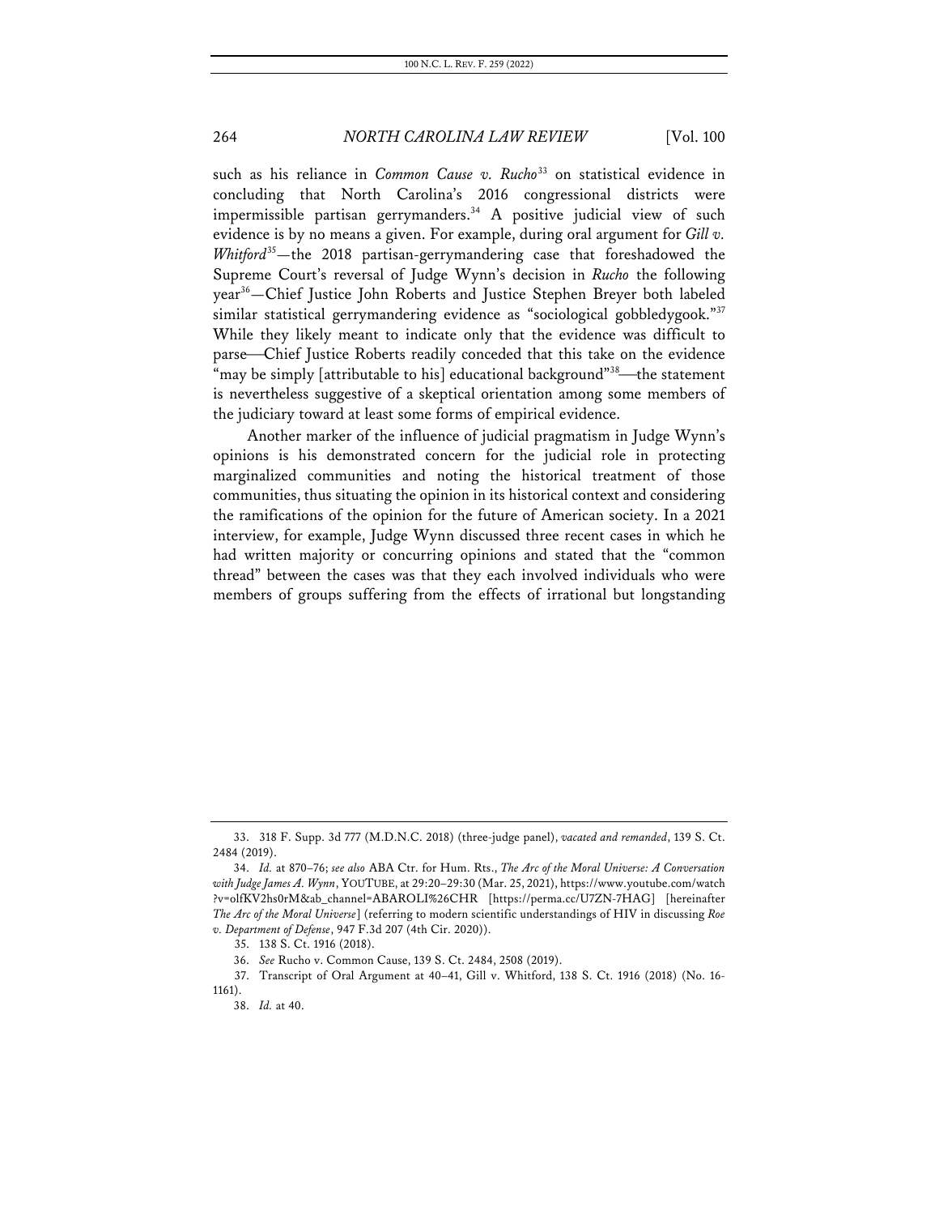such as his reliance in *Common Cause v. Rucho*[33] on statistical evidence in concluding that North Carolina's 2016 congressional districts were impermissible partisan gerrymanders.[34] A positive judicial view of such evidence is by no means a given. For example, during oral argument for *Gill v. Whitford*[35]—the 2018 partisan-gerrymandering case that foreshadowed the Supreme Court's reversal of Judge Wynn's decision in *Rucho* the following year[36]—Chief Justice John Roberts and Justice Stephen Breyer both labeled similar statistical gerrymandering evidence as "sociological gobbledygook."[37] While they likely meant to indicate only that the evidence was difficult to parse—Chief Justice Roberts readily conceded that this take on the evidence "may be simply [attributable to his] educational background"[38]—the statement is nevertheless suggestive of a skeptical orientation among some members of the judiciary toward at least some forms of empirical evidence.

Another marker of the influence of judicial pragmatism in Judge Wynn's opinions is his demonstrated concern for the judicial role in protecting marginalized communities and noting the historical treatment of those communities, thus situating the opinion in its historical context and considering the ramifications of the opinion for the future of American society. In a 2021 interview, for example, Judge Wynn discussed three recent cases in which he had written majority or concurring opinions and stated that the "common thread" between the cases was that they each involved individuals who were members of groups suffering from the effects of irrational but longstanding

---

33. 318 F. Supp. 3d 777 (M.D.N.C. 2018) (three-judge panel), *vacated and remanded*, 139 S. Ct. 2484 (2019).

34. *Id.* at 870–76; *see also* ABA Ctr. for Hum. Rts., *The Arc of the Moral Universe: A Conversation with Judge James A. Wynn*, YOUTUBE, at 29:20–29:30 (Mar. 25, 2021), https://www.youtube.com/watch?v=olfKV2hs0rM&ab_channel=ABAROLI%26CHR [https://perma.cc/U7ZN-7HAG] [hereinafter *The Arc of the Moral Universe*] (referring to modern scientific understandings of HIV in discussing *Roe v. Department of Defense*, 947 F.3d 207 (4th Cir. 2020)).

35. 138 S. Ct. 1916 (2018).

36. *See* Rucho v. Common Cause, 139 S. Ct. 2484, 2508 (2019).

37. Transcript of Oral Argument at 40–41, Gill v. Whitford, 138 S. Ct. 1916 (2018) (No. 16-1161).

38. *Id.* at 40.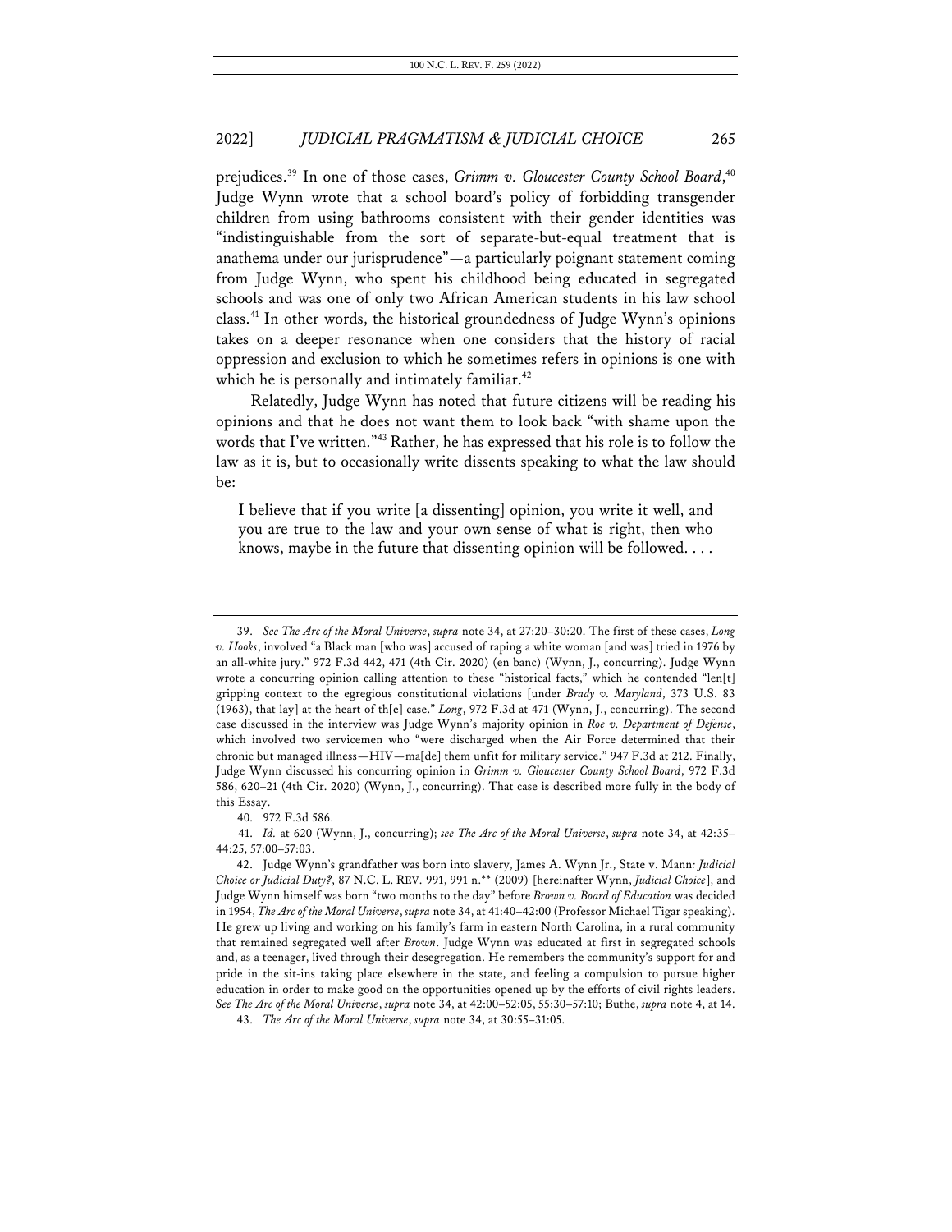prejudices.[39] In one of those cases, *Grimm v. Gloucester County School Board*,[40] Judge Wynn wrote that a school board's policy of forbidding transgender children from using bathrooms consistent with their gender identities was "indistinguishable from the sort of separate-but-equal treatment that is anathema under our jurisprudence"—a particularly poignant statement coming from Judge Wynn, who spent his childhood being educated in segregated schools and was one of only two African American students in his law school class.[41] In other words, the historical groundedness of Judge Wynn's opinions takes on a deeper resonance when one considers that the history of racial oppression and exclusion to which he sometimes refers in opinions is one with which he is personally and intimately familiar.[42]

Relatedly, Judge Wynn has noted that future citizens will be reading his opinions and that he does not want them to look back "with shame upon the words that I've written."[43] Rather, he has expressed that his role is to follow the law as it is, but to occasionally write dissents speaking to what the law should be:

> I believe that if you write [a dissenting] opinion, you write it well, and you are true to the law and your own sense of what is right, then who knows, maybe in the future that dissenting opinion will be followed. . . .

---

39. *See The Arc of the Moral Universe*, *supra* note 34, at 27:20–30:20. The first of these cases, *Long v. Hooks*, involved "a Black man [who was] accused of raping a white woman [and was] tried in 1976 by an all-white jury." 972 F.3d 442, 471 (4th Cir. 2020) (en banc) (Wynn, J., concurring). Judge Wynn wrote a concurring opinion calling attention to these "historical facts," which he contended "len[t] gripping context to the egregious constitutional violations [under *Brady v. Maryland*, 373 U.S. 83 (1963), that lay] at the heart of th[e] case." *Long*, 972 F.3d at 471 (Wynn, J., concurring). The second case discussed in the interview was Judge Wynn's majority opinion in *Roe v. Department of Defense*, which involved two servicemen who "were discharged when the Air Force determined that their chronic but managed illness—HIV—ma[de] them unfit for military service." 947 F.3d at 212. Finally, Judge Wynn discussed his concurring opinion in *Grimm v. Gloucester County School Board*, 972 F.3d 586, 620–21 (4th Cir. 2020) (Wynn, J., concurring). That case is described more fully in the body of this Essay.

40. 972 F.3d 586.

41. *Id.* at 620 (Wynn, J., concurring); *see The Arc of the Moral Universe*, *supra* note 34, at 42:35–44:25, 57:00–57:03.

42. Judge Wynn's grandfather was born into slavery, James A. Wynn Jr., State v. Mann*: Judicial Choice or Judicial Duty?*, 87 N.C. L. REV. 991, 991 n.** (2009) [hereinafter Wynn, *Judicial Choice*], and Judge Wynn himself was born "two months to the day" before *Brown v. Board of Education* was decided in 1954, *The Arc of the Moral Universe*, *supra* note 34, at 41:40–42:00 (Professor Michael Tigar speaking). He grew up living and working on his family's farm in eastern North Carolina, in a rural community that remained segregated well after *Brown*. Judge Wynn was educated at first in segregated schools and, as a teenager, lived through their desegregation. He remembers the community's support for and pride in the sit-ins taking place elsewhere in the state, and feeling a compulsion to pursue higher education in order to make good on the opportunities opened up by the efforts of civil rights leaders. *See The Arc of the Moral Universe*, *supra* note 34, at 42:00–52:05, 55:30–57:10; Buthe, *supra* note 4, at 14.

43. *The Arc of the Moral Universe*, *supra* note 34, at 30:55–31:05.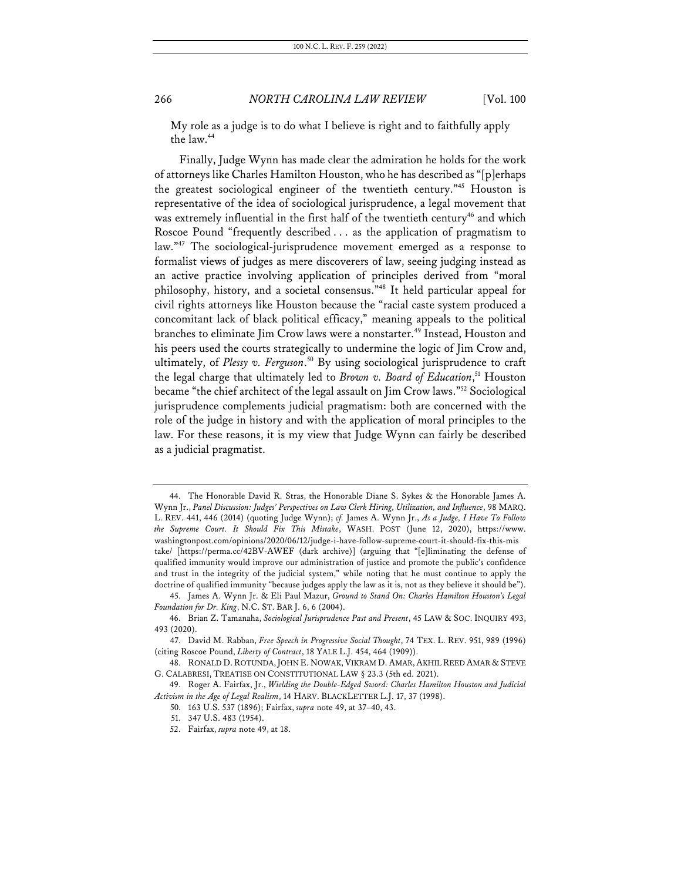My role as a judge is to do what I believe is right and to faithfully apply the law.[44]

Finally, Judge Wynn has made clear the admiration he holds for the work of attorneys like Charles Hamilton Houston, who he has described as "[p]erhaps the greatest sociological engineer of the twentieth century."[45] Houston is representative of the idea of sociological jurisprudence, a legal movement that was extremely influential in the first half of the twentieth century[46] and which Roscoe Pound "frequently described . . . as the application of pragmatism to law."[47] The sociological-jurisprudence movement emerged as a response to formalist views of judges as mere discoverers of law, seeing judging instead as an active practice involving application of principles derived from "moral philosophy, history, and a societal consensus."[48] It held particular appeal for civil rights attorneys like Houston because the "racial caste system produced a concomitant lack of black political efficacy," meaning appeals to the political branches to eliminate Jim Crow laws were a nonstarter.[49] Instead, Houston and his peers used the courts strategically to undermine the logic of Jim Crow and, ultimately, of *Plessy v. Ferguson*.[50] By using sociological jurisprudence to craft the legal charge that ultimately led to *Brown v. Board of Education*,[51] Houston became "the chief architect of the legal assault on Jim Crow laws."[52] Sociological jurisprudence complements judicial pragmatism: both are concerned with the role of the judge in history and with the application of moral principles to the law. For these reasons, it is my view that Judge Wynn can fairly be described as a judicial pragmatist.

---

44. The Honorable David R. Stras, the Honorable Diane S. Sykes & the Honorable James A. Wynn Jr., *Panel Discussion: Judges' Perspectives on Law Clerk Hiring, Utilization, and Influence*, 98 MARQ. L. REV. 441, 446 (2014) (quoting Judge Wynn); *cf.* James A. Wynn Jr., *As a Judge, I Have To Follow the Supreme Court. It Should Fix This Mistake*, WASH. POST (June 12, 2020), https://www.washingtonpost.com/opinions/2020/06/12/judge-i-have-follow-supreme-court-it-should-fix-this-mistake/ [https://perma.cc/42BV-AWEF (dark archive)] (arguing that "[e]liminating the defense of qualified immunity would improve our administration of justice and promote the public's confidence and trust in the integrity of the judicial system," while noting that he must continue to apply the doctrine of qualified immunity "because judges apply the law as it is, not as they believe it should be").

45. James A. Wynn Jr. & Eli Paul Mazur, *Ground to Stand On: Charles Hamilton Houston's Legal Foundation for Dr. King*, N.C. ST. BAR J. 6, 6 (2004).

46. Brian Z. Tamanaha, *Sociological Jurisprudence Past and Present*, 45 LAW & SOC. INQUIRY 493, 493 (2020).

47. David M. Rabban, *Free Speech in Progressive Social Thought*, 74 TEX. L. REV. 951, 989 (1996) (citing Roscoe Pound, *Liberty of Contract*, 18 YALE L.J. 454, 464 (1909)).

48. RONALD D. ROTUNDA, JOHN E. NOWAK, VIKRAM D. AMAR, AKHIL REED AMAR & STEVE G. CALABRESI, TREATISE ON CONSTITUTIONAL LAW § 23.3 (5th ed. 2021).

49. Roger A. Fairfax, Jr., *Wielding the Double-Edged Sword: Charles Hamilton Houston and Judicial Activism in the Age of Legal Realism*, 14 HARV. BLACKLETTER L.J. 17, 37 (1998).

50. 163 U.S. 537 (1896); Fairfax, *supra* note 49, at 37–40, 43.

51. 347 U.S. 483 (1954).

52. Fairfax, *supra* note 49, at 18.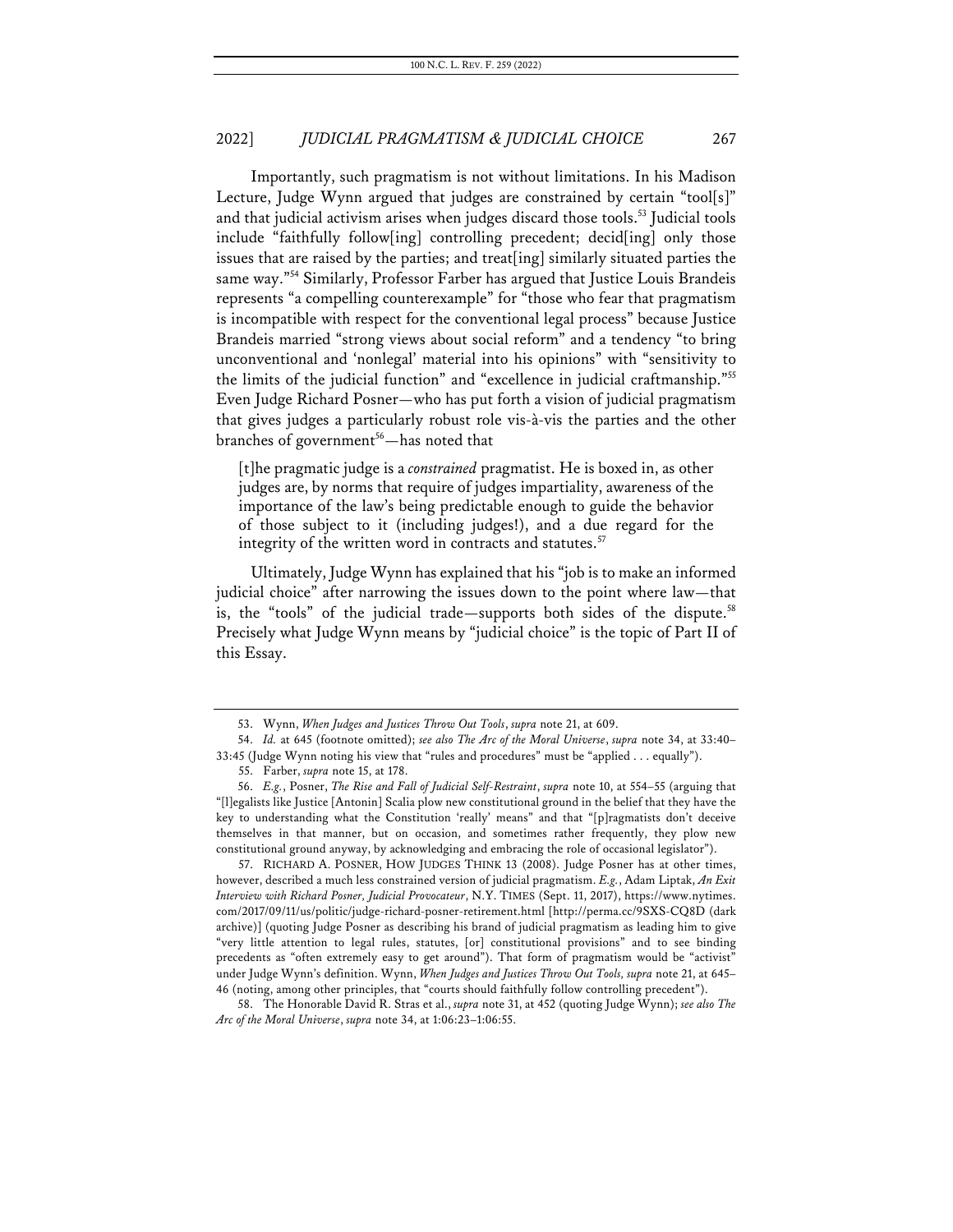Importantly, such pragmatism is not without limitations. In his Madison Lecture, Judge Wynn argued that judges are constrained by certain "tool[s]" and that judicial activism arises when judges discard those tools.[53] Judicial tools include "faithfully follow[ing] controlling precedent; decid[ing] only those issues that are raised by the parties; and treat[ing] similarly situated parties the same way."[54] Similarly, Professor Farber has argued that Justice Louis Brandeis represents "a compelling counterexample" for "those who fear that pragmatism is incompatible with respect for the conventional legal process" because Justice Brandeis married "strong views about social reform" and a tendency "to bring unconventional and 'nonlegal' material into his opinions" with "sensitivity to the limits of the judicial function" and "excellence in judicial craftmanship."[55] Even Judge Richard Posner—who has put forth a vision of judicial pragmatism that gives judges a particularly robust role vis-à-vis the parties and the other branches of government[56]—has noted that

> [t]he pragmatic judge is a *constrained* pragmatist. He is boxed in, as other judges are, by norms that require of judges impartiality, awareness of the importance of the law's being predictable enough to guide the behavior of those subject to it (including judges!), and a due regard for the integrity of the written word in contracts and statutes.[57]

Ultimately, Judge Wynn has explained that his "job is to make an informed judicial choice" after narrowing the issues down to the point where law—that is, the "tools" of the judicial trade—supports both sides of the dispute.[58] Precisely what Judge Wynn means by "judicial choice" is the topic of Part II of this Essay.

---

53. Wynn, *When Judges and Justices Throw Out Tools*, *supra* note 21, at 609.

54. *Id.* at 645 (footnote omitted); *see also The Arc of the Moral Universe*, *supra* note 34, at 33:40–33:45 (Judge Wynn noting his view that "rules and procedures" must be "applied . . . equally").

55. Farber, *supra* note 15, at 178.

56. *E.g.*, Posner, *The Rise and Fall of Judicial Self-Restraint*, *supra* note 10, at 554–55 (arguing that "[l]egalists like Justice [Antonin] Scalia plow new constitutional ground in the belief that they have the key to understanding what the Constitution 'really' means" and that "[p]ragmatists don't deceive themselves in that manner, but on occasion, and sometimes rather frequently, they plow new constitutional ground anyway, by acknowledging and embracing the role of occasional legislator").

57. RICHARD A. POSNER, HOW JUDGES THINK 13 (2008). Judge Posner has at other times, however, described a much less constrained version of judicial pragmatism. *E.g.*, Adam Liptak, *An Exit Interview with Richard Posner, Judicial Provocateur*, N.Y. TIMES (Sept. 11, 2017), https://www.nytimes.com/2017/09/11/us/politic/judge-richard-posner-retirement.html [http://perma.cc/9SXS-CQ8D (dark archive)] (quoting Judge Posner as describing his brand of judicial pragmatism as leading him to give "very little attention to legal rules, statutes, [or] constitutional provisions" and to see binding precedents as "often extremely easy to get around"). That form of pragmatism would be "activist" under Judge Wynn's definition. Wynn, *When Judges and Justices Throw Out Tools*, *supra* note 21, at 645–46 (noting, among other principles, that "courts should faithfully follow controlling precedent").

58. The Honorable David R. Stras et al., *supra* note 31, at 452 (quoting Judge Wynn); *see also The Arc of the Moral Universe*, *supra* note 34, at 1:06:23–1:06:55.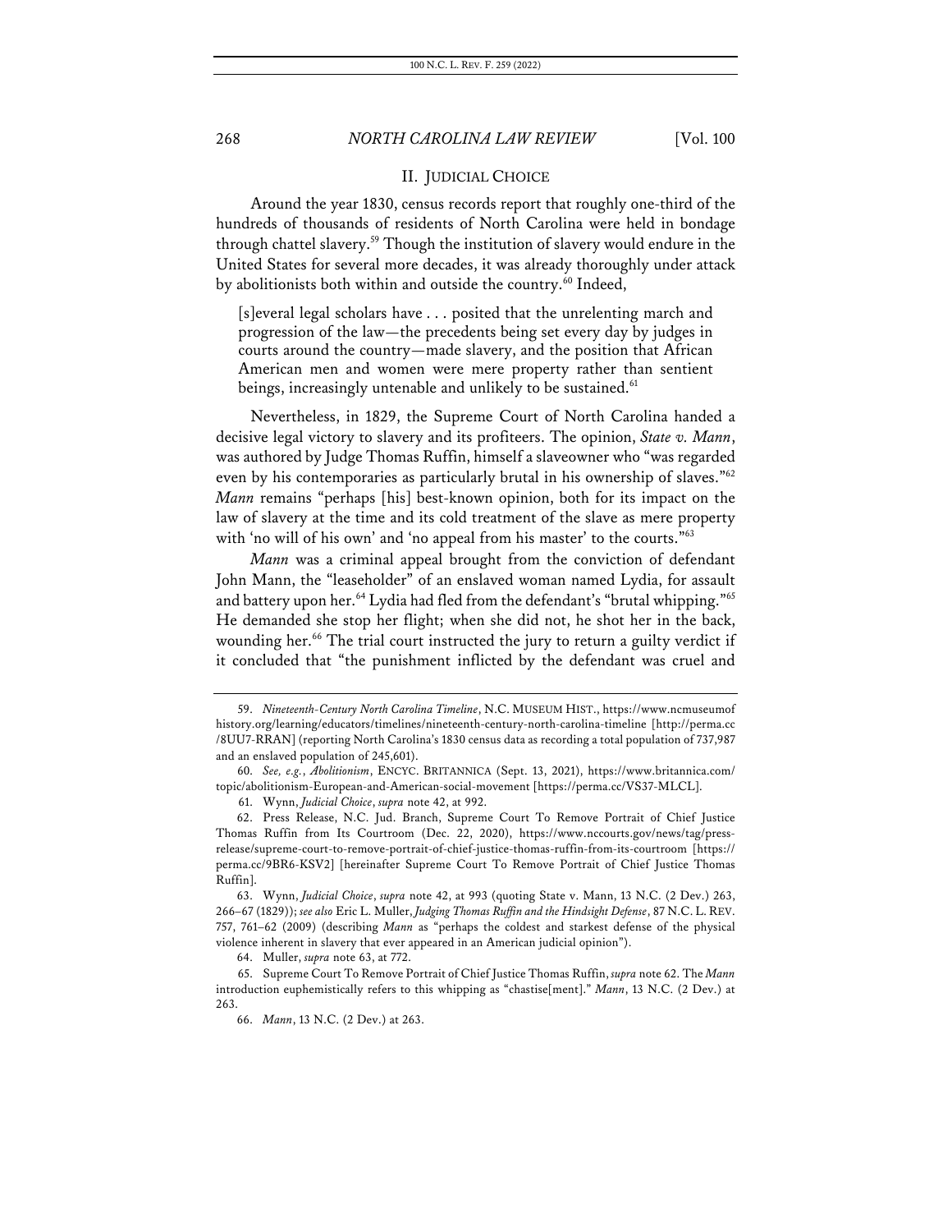## II. JUDICIAL CHOICE

Around the year 1830, census records report that roughly one-third of the hundreds of thousands of residents of North Carolina were held in bondage through chattel slavery.[59] Though the institution of slavery would endure in the United States for several more decades, it was already thoroughly under attack by abolitionists both within and outside the country.[60] Indeed,

> [s]everal legal scholars have . . . posited that the unrelenting march and progression of the law—the precedents being set every day by judges in courts around the country—made slavery, and the position that African American men and women were mere property rather than sentient beings, increasingly untenable and unlikely to be sustained.[61]

Nevertheless, in 1829, the Supreme Court of North Carolina handed a decisive legal victory to slavery and its profiteers. The opinion, *State v. Mann*, was authored by Judge Thomas Ruffin, himself a slaveowner who "was regarded even by his contemporaries as particularly brutal in his ownership of slaves."[62] *Mann* remains "perhaps [his] best-known opinion, both for its impact on the law of slavery at the time and its cold treatment of the slave as mere property with 'no will of his own' and 'no appeal from his master' to the courts."[63]

*Mann* was a criminal appeal brought from the conviction of defendant John Mann, the "leaseholder" of an enslaved woman named Lydia, for assault and battery upon her.[64] Lydia had fled from the defendant's "brutal whipping."[65] He demanded she stop her flight; when she did not, he shot her in the back, wounding her.[66] The trial court instructed the jury to return a guilty verdict if it concluded that "the punishment inflicted by the defendant was cruel and

---

59. *Nineteenth-Century North Carolina Timeline*, N.C. MUSEUM HIST., https://www.ncmuseumofhistory.org/learning/educators/timelines/nineteenth-century-north-carolina-timeline [http://perma.cc/8UU7-RRAN] (reporting North Carolina's 1830 census data as recording a total population of 737,987 and an enslaved population of 245,601).

60. *See, e.g.*, *Abolitionism*, ENCYC. BRITANNICA (Sept. 13, 2021), https://www.britannica.com/topic/abolitionism-European-and-American-social-movement [https://perma.cc/VS37-MLCL].

61. Wynn, *Judicial Choice*, *supra* note 42, at 992.

62. Press Release, N.C. Jud. Branch, Supreme Court To Remove Portrait of Chief Justice Thomas Ruffin from Its Courtroom (Dec. 22, 2020), https://www.nccourts.gov/news/tag/press-release/supreme-court-to-remove-portrait-of-chief-justice-thomas-ruffin-from-its-courtroom [https://perma.cc/9BR6-KSV2] [hereinafter Supreme Court To Remove Portrait of Chief Justice Thomas Ruffin].

63. Wynn, *Judicial Choice*, *supra* note 42, at 993 (quoting State v. Mann, 13 N.C. (2 Dev.) 263, 266–67 (1829)); *see also* Eric L. Muller, *Judging Thomas Ruffin and the Hindsight Defense*, 87 N.C. L. REV. 757, 761–62 (2009) (describing *Mann* as "perhaps the coldest and starkest defense of the physical violence inherent in slavery that ever appeared in an American judicial opinion").

64. Muller, *supra* note 63, at 772.

65. Supreme Court To Remove Portrait of Chief Justice Thomas Ruffin, *supra* note 62. The *Mann* introduction euphemistically refers to this whipping as "chastise[ment]." *Mann*, 13 N.C. (2 Dev.) at 263.

66. *Mann*, 13 N.C. (2 Dev.) at 263.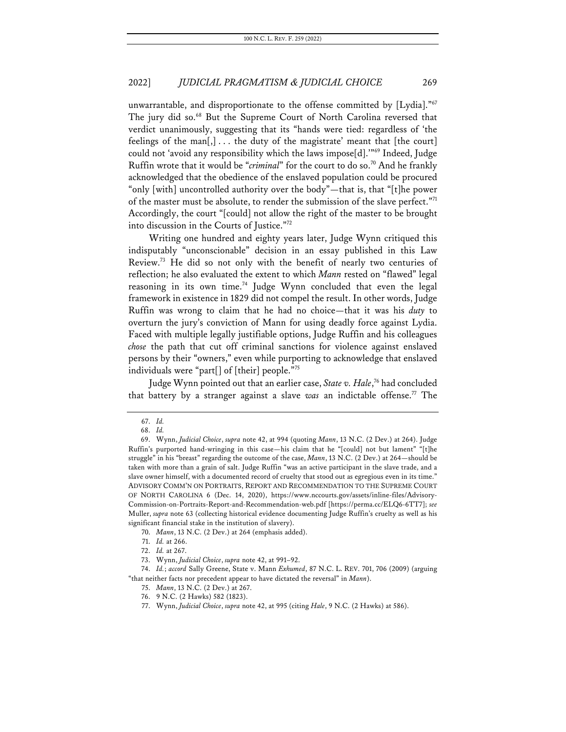unwarrantable, and disproportionate to the offense committed by [Lydia]."[67] The jury did so.[68] But the Supreme Court of North Carolina reversed that verdict unanimously, suggesting that its "hands were tied: regardless of 'the feelings of the man[,] . . . the duty of the magistrate' meant that [the court] could not 'avoid any responsibility which the laws impose[d].'"[69] Indeed, Judge Ruffin wrote that it would be "*criminal*" for the court to do so.[70] And he frankly acknowledged that the obedience of the enslaved population could be procured "only [with] uncontrolled authority over the body"—that is, that "[t]he power of the master must be absolute, to render the submission of the slave perfect."[71] Accordingly, the court "[could] not allow the right of the master to be brought into discussion in the Courts of Justice."[72]

Writing one hundred and eighty years later, Judge Wynn critiqued this indisputably "unconscionable" decision in an essay published in this Law Review.[73] He did so not only with the benefit of nearly two centuries of reflection; he also evaluated the extent to which *Mann* rested on "flawed" legal reasoning in its own time.[74] Judge Wynn concluded that even the legal framework in existence in 1829 did not compel the result. In other words, Judge Ruffin was wrong to claim that he had no choice—that it was his *duty* to overturn the jury's conviction of Mann for using deadly force against Lydia. Faced with multiple legally justifiable options, Judge Ruffin and his colleagues *chose* the path that cut off criminal sanctions for violence against enslaved persons by their "owners," even while purporting to acknowledge that enslaved individuals were "part[] of [their] people."[75]

Judge Wynn pointed out that an earlier case, *State v. Hale*,[76] had concluded that battery by a stranger against a slave *was* an indictable offense.[77] The

---

67. *Id.*

68. *Id.*

69. Wynn, *Judicial Choice*, *supra* note 42, at 994 (quoting *Mann*, 13 N.C. (2 Dev.) at 264). Judge Ruffin's purported hand-wringing in this case—his claim that he "[could] not but lament" "[t]he struggle" in his "breast" regarding the outcome of the case, *Mann*, 13 N.C. (2 Dev.) at 264—should be taken with more than a grain of salt. Judge Ruffin "was an active participant in the slave trade, and a slave owner himself, with a documented record of cruelty that stood out as egregious even in its time." ADVISORY COMM'N ON PORTRAITS, REPORT AND RECOMMENDATION TO THE SUPREME COURT OF NORTH CAROLINA 6 (Dec. 14, 2020), https://www.nccourts.gov/assets/inline-files/Advisory-Commission-on-Portraits-Report-and-Recommendation-web.pdf [https://perma.cc/ELQ6-6TT7]; *see* Muller, *supra* note 63 (collecting historical evidence documenting Judge Ruffin's cruelty as well as his significant financial stake in the institution of slavery).

70. *Mann*, 13 N.C. (2 Dev.) at 264 (emphasis added).

71. *Id.* at 266.

72. *Id.* at 267.

73. Wynn, *Judicial Choice*, *supra* note 42, at 991–92.

74. *Id.*; *accord* Sally Greene, State v. Mann *Exhumed*, 87 N.C. L. REV. 701, 706 (2009) (arguing "that neither facts nor precedent appear to have dictated the reversal" in *Mann*).

75. *Mann*, 13 N.C. (2 Dev.) at 267.

76. 9 N.C. (2 Hawks) 582 (1823).

77. Wynn, *Judicial Choice*, *supra* note 42, at 995 (citing *Hale*, 9 N.C. (2 Hawks) at 586).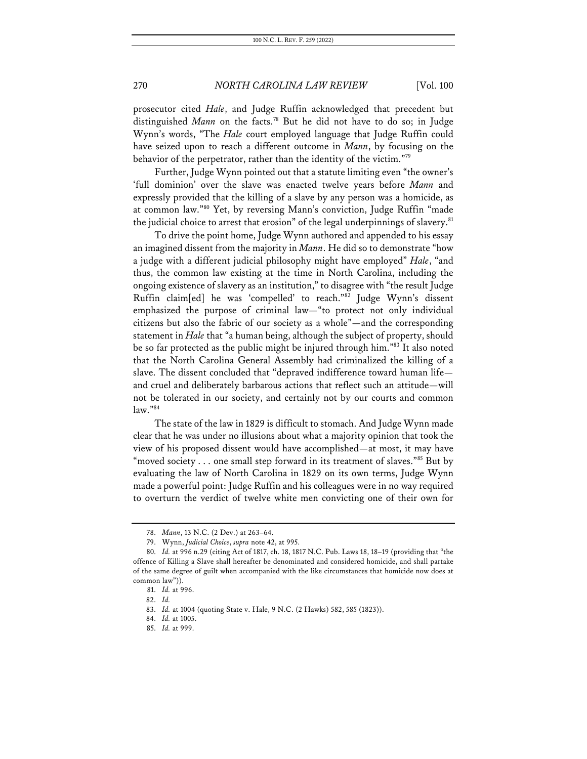prosecutor cited *Hale*, and Judge Ruffin acknowledged that precedent but distinguished *Mann* on the facts.[78] But he did not have to do so; in Judge Wynn's words, "The *Hale* court employed language that Judge Ruffin could have seized upon to reach a different outcome in *Mann*, by focusing on the behavior of the perpetrator, rather than the identity of the victim."[79]

Further, Judge Wynn pointed out that a statute limiting even "the owner's 'full dominion' over the slave was enacted twelve years before *Mann* and expressly provided that the killing of a slave by any person was a homicide, as at common law."[80] Yet, by reversing Mann's conviction, Judge Ruffin "made the judicial choice to arrest that erosion" of the legal underpinnings of slavery.[81]

To drive the point home, Judge Wynn authored and appended to his essay an imagined dissent from the majority in *Mann*. He did so to demonstrate "how a judge with a different judicial philosophy might have employed" *Hale*, "and thus, the common law existing at the time in North Carolina, including the ongoing existence of slavery as an institution," to disagree with "the result Judge Ruffin claim[ed] he was 'compelled' to reach."[82] Judge Wynn's dissent emphasized the purpose of criminal law—"to protect not only individual citizens but also the fabric of our society as a whole"—and the corresponding statement in *Hale* that "a human being, although the subject of property, should be so far protected as the public might be injured through him."[83] It also noted that the North Carolina General Assembly had criminalized the killing of a slave. The dissent concluded that "depraved indifference toward human life—and cruel and deliberately barbarous actions that reflect such an attitude—will not be tolerated in our society, and certainly not by our courts and common law."[84]

The state of the law in 1829 is difficult to stomach. And Judge Wynn made clear that he was under no illusions about what a majority opinion that took the view of his proposed dissent would have accomplished—at most, it may have "moved society . . . one small step forward in its treatment of slaves."[85] But by evaluating the law of North Carolina in 1829 on its own terms, Judge Wynn made a powerful point: Judge Ruffin and his colleagues were in no way required to overturn the verdict of twelve white men convicting one of their own for

---

78. *Mann*, 13 N.C. (2 Dev.) at 263–64.

79. Wynn, *Judicial Choice*, *supra* note 42, at 995.

80. *Id.* at 996 n.29 (citing Act of 1817, ch. 18, 1817 N.C. Pub. Laws 18, 18–19 (providing that "the offence of Killing a Slave shall hereafter be denominated and considered homicide, and shall partake of the same degree of guilt when accompanied with the like circumstances that homicide now does at common law")).

81. *Id.* at 996.

82. *Id.*

83. *Id.* at 1004 (quoting State v. Hale, 9 N.C. (2 Hawks) 582, 585 (1823)).

84. *Id.* at 1005.

85. *Id.* at 999.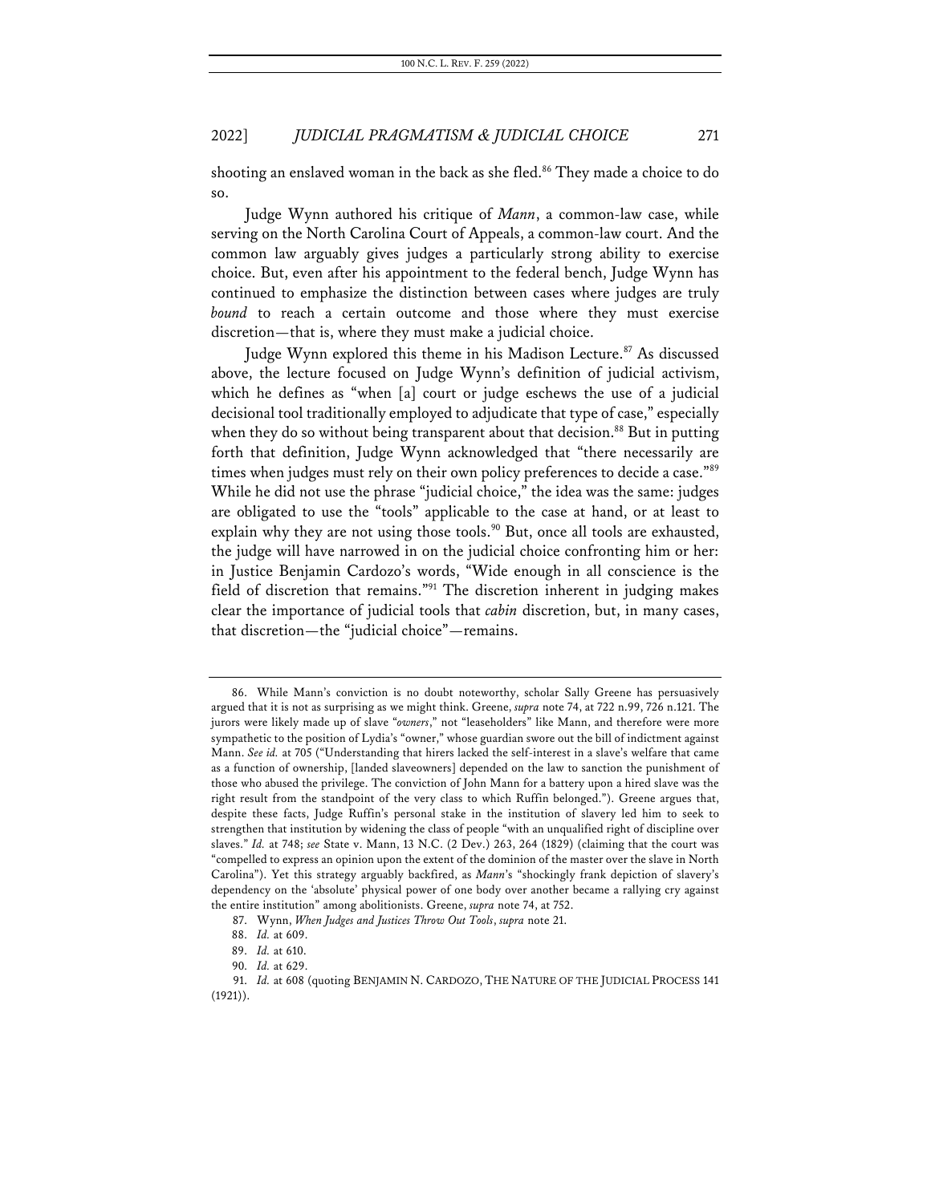shooting an enslaved woman in the back as she fled.[86] They made a choice to do so.

Judge Wynn authored his critique of *Mann*, a common-law case, while serving on the North Carolina Court of Appeals, a common-law court. And the common law arguably gives judges a particularly strong ability to exercise choice. But, even after his appointment to the federal bench, Judge Wynn has continued to emphasize the distinction between cases where judges are truly *bound* to reach a certain outcome and those where they must exercise discretion—that is, where they must make a judicial choice.

Judge Wynn explored this theme in his Madison Lecture.[87] As discussed above, the lecture focused on Judge Wynn's definition of judicial activism, which he defines as "when [a] court or judge eschews the use of a judicial decisional tool traditionally employed to adjudicate that type of case," especially when they do so without being transparent about that decision.[88] But in putting forth that definition, Judge Wynn acknowledged that "there necessarily are times when judges must rely on their own policy preferences to decide a case."[89] While he did not use the phrase "judicial choice," the idea was the same: judges are obligated to use the "tools" applicable to the case at hand, or at least to explain why they are not using those tools.[90] But, once all tools are exhausted, the judge will have narrowed in on the judicial choice confronting him or her: in Justice Benjamin Cardozo's words, "Wide enough in all conscience is the field of discretion that remains."[91] The discretion inherent in judging makes clear the importance of judicial tools that *cabin* discretion, but, in many cases, that discretion—the "judicial choice"—remains.

---

86. While Mann's conviction is no doubt noteworthy, scholar Sally Greene has persuasively argued that it is not as surprising as we might think. Greene, *supra* note 74, at 722 n.99, 726 n.121. The jurors were likely made up of slave "*owners*," not "leaseholders" like Mann, and therefore were more sympathetic to the position of Lydia's "owner," whose guardian swore out the bill of indictment against Mann. *See id.* at 705 ("Understanding that hirers lacked the self-interest in a slave's welfare that came as a function of ownership, [landed slaveowners] depended on the law to sanction the punishment of those who abused the privilege. The conviction of John Mann for a battery upon a hired slave was the right result from the standpoint of the very class to which Ruffin belonged."). Greene argues that, despite these facts, Judge Ruffin's personal stake in the institution of slavery led him to seek to strengthen that institution by widening the class of people "with an unqualified right of discipline over slaves." *Id.* at 748; *see* State v. Mann, 13 N.C. (2 Dev.) 263, 264 (1829) (claiming that the court was "compelled to express an opinion upon the extent of the dominion of the master over the slave in North Carolina"). Yet this strategy arguably backfired, as *Mann*'s "shockingly frank depiction of slavery's dependency on the 'absolute' physical power of one body over another became a rallying cry against the entire institution" among abolitionists. Greene, *supra* note 74, at 752.

87. Wynn, *When Judges and Justices Throw Out Tools*, *supra* note 21.

88. *Id.* at 609.

89. *Id.* at 610.

90. *Id.* at 629.

91. *Id.* at 608 (quoting BENJAMIN N. CARDOZO, THE NATURE OF THE JUDICIAL PROCESS 141 (1921)).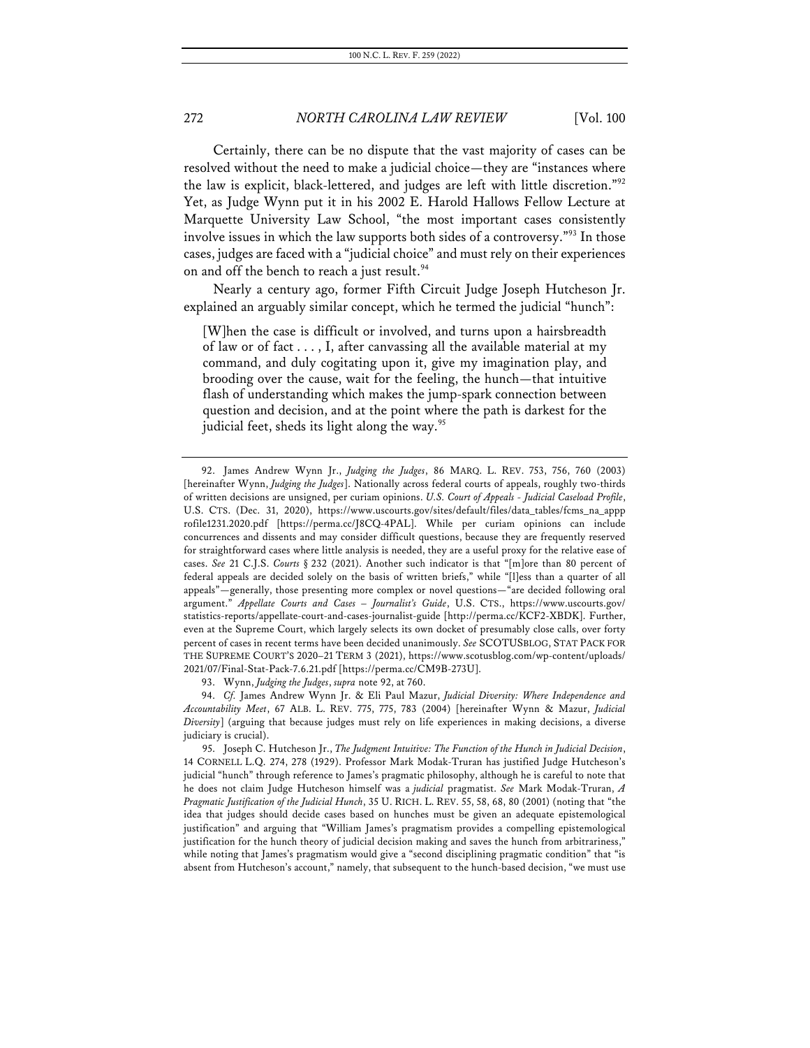Certainly, there can be no dispute that the vast majority of cases can be resolved without the need to make a judicial choice—they are "instances where the law is explicit, black-lettered, and judges are left with little discretion."[92] Yet, as Judge Wynn put it in his 2002 E. Harold Hallows Fellow Lecture at Marquette University Law School, "the most important cases consistently involve issues in which the law supports both sides of a controversy."[93] In those cases, judges are faced with a "judicial choice" and must rely on their experiences on and off the bench to reach a just result.[94]

Nearly a century ago, former Fifth Circuit Judge Joseph Hutcheson Jr. explained an arguably similar concept, which he termed the judicial "hunch":

> [W]hen the case is difficult or involved, and turns upon a hairsbreadth of law or of fact . . . , I, after canvassing all the available material at my command, and duly cogitating upon it, give my imagination play, and brooding over the cause, wait for the feeling, the hunch—that intuitive flash of understanding which makes the jump-spark connection between question and decision, and at the point where the path is darkest for the judicial feet, sheds its light along the way.[95]

---

92. James Andrew Wynn Jr., *Judging the Judges*, 86 MARQ. L. REV. 753, 756, 760 (2003) [hereinafter Wynn, *Judging the Judges*]. Nationally across federal courts of appeals, roughly two-thirds of written decisions are unsigned, per curiam opinions. *U.S. Court of Appeals - Judicial Caseload Profile*, U.S. CTS. (Dec. 31, 2020), https://www.uscourts.gov/sites/default/files/data_tables/fcms_na_appprofile1231.2020.pdf [https://perma.cc/J8CQ-4PAL]. While per curiam opinions can include concurrences and dissents and may consider difficult questions, because they are frequently reserved for straightforward cases where little analysis is needed, they are a useful proxy for the relative ease of cases. *See* 21 C.J.S. *Courts* § 232 (2021). Another such indicator is that "[m]ore than 80 percent of federal appeals are decided solely on the basis of written briefs," while "[l]ess than a quarter of all appeals"—generally, those presenting more complex or novel questions—"are decided following oral argument." *Appellate Courts and Cases – Journalist's Guide*, U.S. CTS., https://www.uscourts.gov/statistics-reports/appellate-court-and-cases-journalist-guide [http://perma.cc/KCF2-XBDK]. Further, even at the Supreme Court, which largely selects its own docket of presumably close calls, over forty percent of cases in recent terms have been decided unanimously. *See* SCOTUSBLOG, STAT PACK FOR THE SUPREME COURT'S 2020–21 TERM 3 (2021), https://www.scotusblog.com/wp-content/uploads/2021/07/Final-Stat-Pack-7.6.21.pdf [https://perma.cc/CM9B-273U].

93. Wynn, *Judging the Judges*, *supra* note 92, at 760.

94. *Cf.* James Andrew Wynn Jr. & Eli Paul Mazur, *Judicial Diversity: Where Independence and Accountability Meet*, 67 ALB. L. REV. 775, 775, 783 (2004) [hereinafter Wynn & Mazur, *Judicial Diversity*] (arguing that because judges must rely on life experiences in making decisions, a diverse judiciary is crucial).

95. Joseph C. Hutcheson Jr., *The Judgment Intuitive: The Function of the Hunch in Judicial Decision*, 14 CORNELL L.Q. 274, 278 (1929). Professor Mark Modak-Truran has justified Judge Hutcheson's judicial "hunch" through reference to James's pragmatic philosophy, although he is careful to note that he does not claim Judge Hutcheson himself was a *judicial* pragmatist. *See* Mark Modak-Truran, *A Pragmatic Justification of the Judicial Hunch*, 35 U. RICH. L. REV. 55, 58, 68, 80 (2001) (noting that "the idea that judges should decide cases based on hunches must be given an adequate epistemological justification" and arguing that "William James's pragmatism provides a compelling epistemological justification for the hunch theory of judicial decision making and saves the hunch from arbitrariness," while noting that James's pragmatism would give a "second disciplining pragmatic condition" that "is absent from Hutcheson's account," namely, that subsequent to the hunch-based decision, "we must use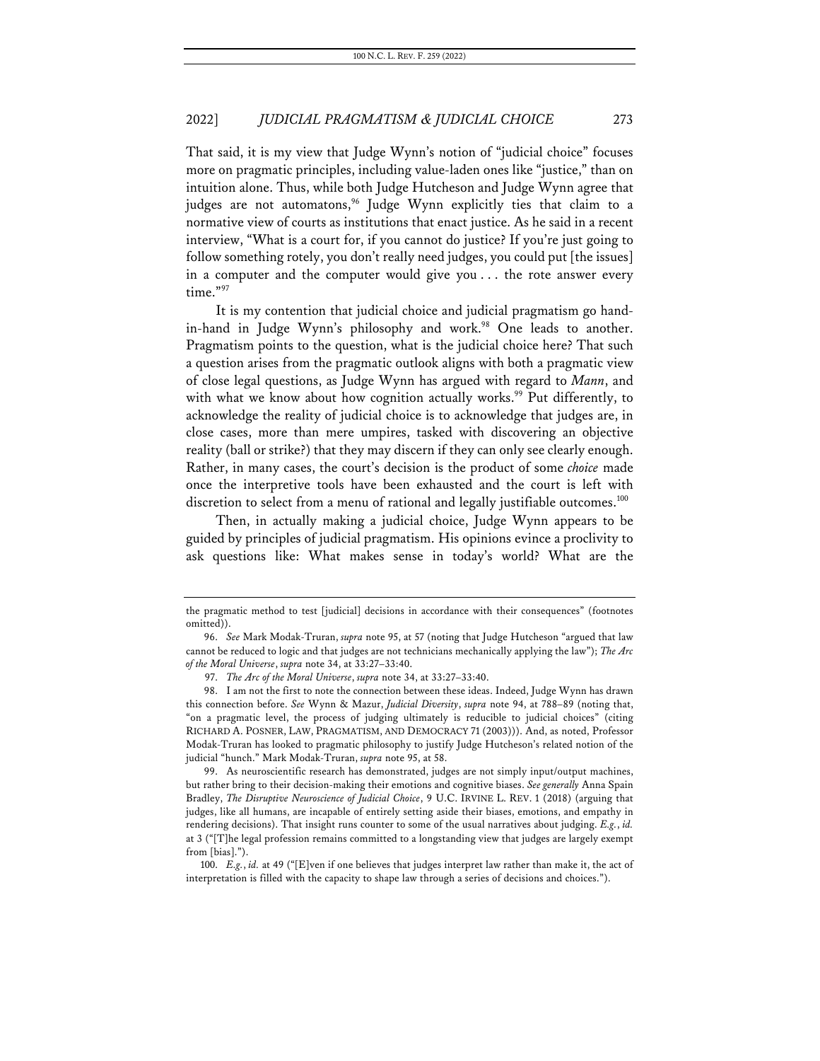That said, it is my view that Judge Wynn's notion of "judicial choice" focuses more on pragmatic principles, including value-laden ones like "justice," than on intuition alone. Thus, while both Judge Hutcheson and Judge Wynn agree that judges are not automatons,[96] Judge Wynn explicitly ties that claim to a normative view of courts as institutions that enact justice. As he said in a recent interview, "What is a court for, if you cannot do justice? If you're just going to follow something rotely, you don't really need judges, you could put [the issues] in a computer and the computer would give you . . . the rote answer every time."[97]

It is my contention that judicial choice and judicial pragmatism go hand-in-hand in Judge Wynn's philosophy and work.[98] One leads to another. Pragmatism points to the question, what is the judicial choice here? That such a question arises from the pragmatic outlook aligns with both a pragmatic view of close legal questions, as Judge Wynn has argued with regard to *Mann*, and with what we know about how cognition actually works.[99] Put differently, to acknowledge the reality of judicial choice is to acknowledge that judges are, in close cases, more than mere umpires, tasked with discovering an objective reality (ball or strike?) that they may discern if they can only see clearly enough. Rather, in many cases, the court's decision is the product of some *choice* made once the interpretive tools have been exhausted and the court is left with discretion to select from a menu of rational and legally justifiable outcomes.[100]

Then, in actually making a judicial choice, Judge Wynn appears to be guided by principles of judicial pragmatism. His opinions evince a proclivity to ask questions like: What makes sense in today's world? What are the

---

the pragmatic method to test [judicial] decisions in accordance with their consequences" (footnotes omitted)).

96. *See* Mark Modak-Truran, *supra* note 95, at 57 (noting that Judge Hutcheson "argued that law cannot be reduced to logic and that judges are not technicians mechanically applying the law"); *The Arc of the Moral Universe*, *supra* note 34, at 33:27–33:40.

97. *The Arc of the Moral Universe*, *supra* note 34, at 33:27–33:40.

98. I am not the first to note the connection between these ideas. Indeed, Judge Wynn has drawn this connection before. *See* Wynn & Mazur, *Judicial Diversity*, *supra* note 94, at 788–89 (noting that, "on a pragmatic level, the process of judging ultimately is reducible to judicial choices" (citing RICHARD A. POSNER, LAW, PRAGMATISM, AND DEMOCRACY 71 (2003))). And, as noted, Professor Modak-Truran has looked to pragmatic philosophy to justify Judge Hutcheson's related notion of the judicial "hunch." Mark Modak-Truran, *supra* note 95, at 58.

99. As neuroscientific research has demonstrated, judges are not simply input/output machines, but rather bring to their decision-making their emotions and cognitive biases. *See generally* Anna Spain Bradley, *The Disruptive Neuroscience of Judicial Choice*, 9 U.C. IRVINE L. REV. 1 (2018) (arguing that judges, like all humans, are incapable of entirely setting aside their biases, emotions, and empathy in rendering decisions). That insight runs counter to some of the usual narratives about judging. *E.g.*, *id.* at 3 ("[T]he legal profession remains committed to a longstanding view that judges are largely exempt from [bias].").

100. *E.g.*, *id.* at 49 ("[E]ven if one believes that judges interpret law rather than make it, the act of interpretation is filled with the capacity to shape law through a series of decisions and choices.").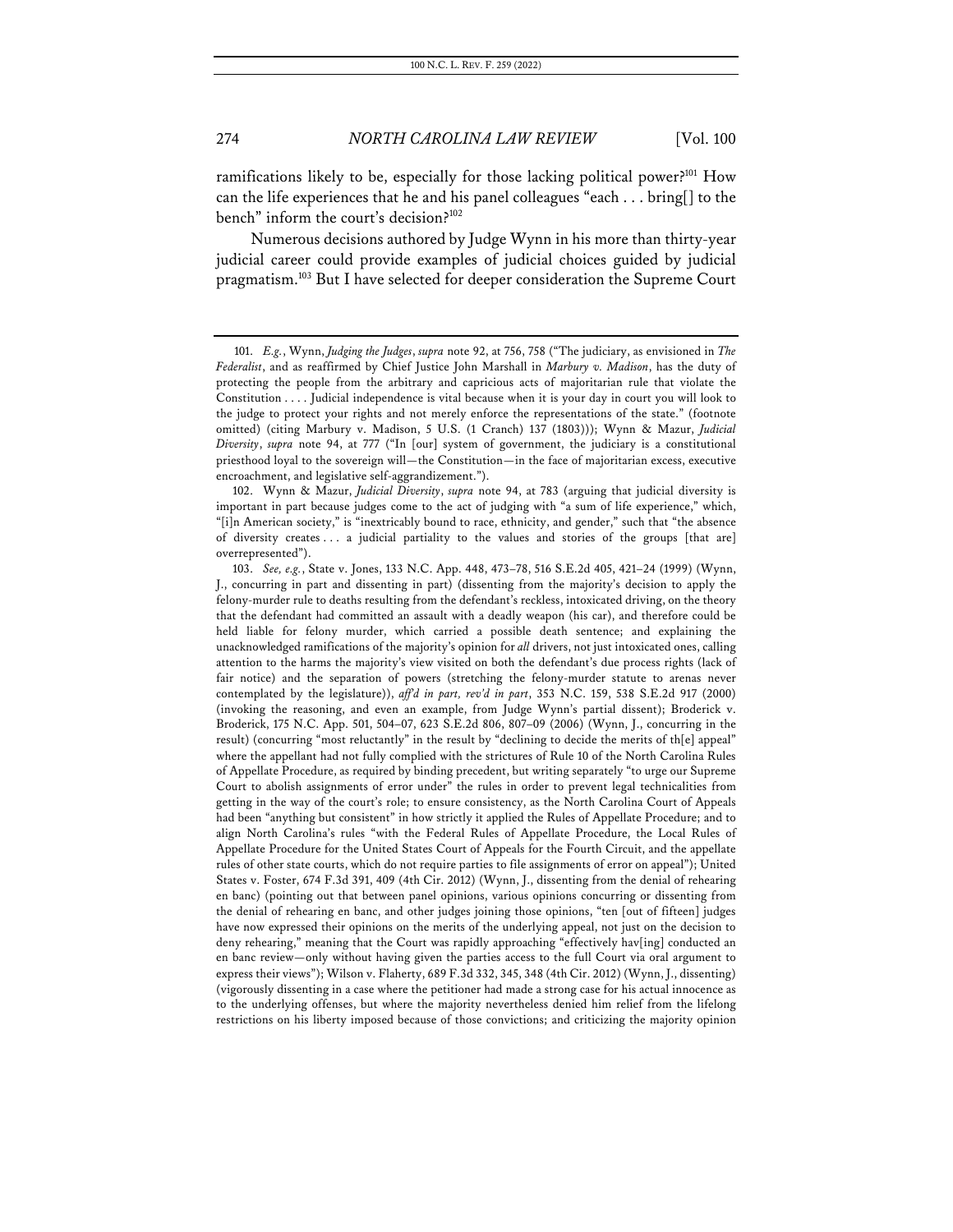ramifications likely to be, especially for those lacking political power?[101] How can the life experiences that he and his panel colleagues "each . . . bring[] to the bench" inform the court's decision?[102]

Numerous decisions authored by Judge Wynn in his more than thirty-year judicial career could provide examples of judicial choices guided by judicial pragmatism.[103] But I have selected for deeper consideration the Supreme Court

---

101. *E.g.*, Wynn, *Judging the Judges*, *supra* note 92, at 756, 758 ("The judiciary, as envisioned in *The Federalist*, and as reaffirmed by Chief Justice John Marshall in *Marbury v. Madison*, has the duty of protecting the people from the arbitrary and capricious acts of majoritarian rule that violate the Constitution . . . . Judicial independence is vital because when it is your day in court you will look to the judge to protect your rights and not merely enforce the representations of the state." (footnote omitted) (citing Marbury v. Madison, 5 U.S. (1 Cranch) 137 (1803))); Wynn & Mazur, *Judicial Diversity*, *supra* note 94, at 777 ("In [our] system of government, the judiciary is a constitutional priesthood loyal to the sovereign will—the Constitution—in the face of majoritarian excess, executive encroachment, and legislative self-aggrandizement.").

102. Wynn & Mazur, *Judicial Diversity*, *supra* note 94, at 783 (arguing that judicial diversity is important in part because judges come to the act of judging with "a sum of life experience," which, "[i]n American society," is "inextricably bound to race, ethnicity, and gender," such that "the absence of diversity creates . . . a judicial partiality to the values and stories of the groups [that are] overrepresented").

103. *See, e.g.*, State v. Jones, 133 N.C. App. 448, 473–78, 516 S.E.2d 405, 421–24 (1999) (Wynn, J., concurring in part and dissenting in part) (dissenting from the majority's decision to apply the felony-murder rule to deaths resulting from the defendant's reckless, intoxicated driving, on the theory that the defendant had committed an assault with a deadly weapon (his car), and therefore could be held liable for felony murder, which carried a possible death sentence; and explaining the unacknowledged ramifications of the majority's opinion for *all* drivers, not just intoxicated ones, calling attention to the harms the majority's view visited on both the defendant's due process rights (lack of fair notice) and the separation of powers (stretching the felony-murder statute to arenas never contemplated by the legislature)), *aff'd in part, rev'd in part*, 353 N.C. 159, 538 S.E.2d 917 (2000) (invoking the reasoning, and even an example, from Judge Wynn's partial dissent); Broderick v. Broderick, 175 N.C. App. 501, 504–07, 623 S.E.2d 806, 807–09 (2006) (Wynn, J., concurring in the result) (concurring "most reluctantly" in the result by "declining to decide the merits of th[e] appeal" where the appellant had not fully complied with the strictures of Rule 10 of the North Carolina Rules of Appellate Procedure, as required by binding precedent, but writing separately "to urge our Supreme Court to abolish assignments of error under" the rules in order to prevent legal technicalities from getting in the way of the court's role; to ensure consistency, as the North Carolina Court of Appeals had been "anything but consistent" in how strictly it applied the Rules of Appellate Procedure; and to align North Carolina's rules "with the Federal Rules of Appellate Procedure, the Local Rules of Appellate Procedure for the United States Court of Appeals for the Fourth Circuit, and the appellate rules of other state courts, which do not require parties to file assignments of error on appeal"); United States v. Foster, 674 F.3d 391, 409 (4th Cir. 2012) (Wynn, J., dissenting from the denial of rehearing en banc) (pointing out that between panel opinions, various opinions concurring or dissenting from the denial of rehearing en banc, and other judges joining those opinions, "ten [out of fifteen] judges have now expressed their opinions on the merits of the underlying appeal, not just on the decision to deny rehearing," meaning that the Court was rapidly approaching "effectively hav[ing] conducted an en banc review—only without having given the parties access to the full Court via oral argument to express their views"); Wilson v. Flaherty, 689 F.3d 332, 345, 348 (4th Cir. 2012) (Wynn, J., dissenting) (vigorously dissenting in a case where the petitioner had made a strong case for his actual innocence as to the underlying offenses, but where the majority nevertheless denied him relief from the lifelong restrictions on his liberty imposed because of those convictions; and criticizing the majority opinion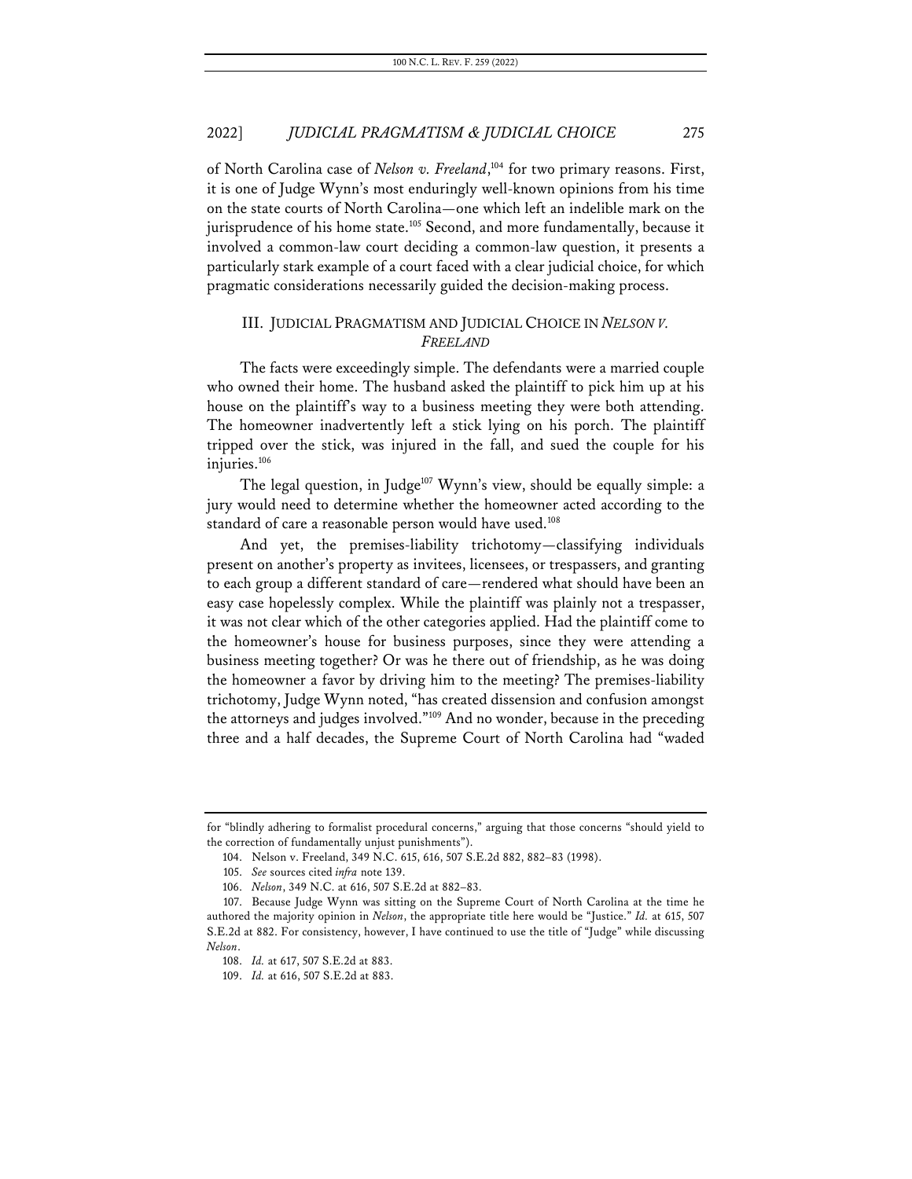of North Carolina case of *Nelson v. Freeland*,[104] for two primary reasons. First, it is one of Judge Wynn's most enduringly well-known opinions from his time on the state courts of North Carolina—one which left an indelible mark on the jurisprudence of his home state.[105] Second, and more fundamentally, because it involved a common-law court deciding a common-law question, it presents a particularly stark example of a court faced with a clear judicial choice, for which pragmatic considerations necessarily guided the decision-making process.

## III. JUDICIAL PRAGMATISM AND JUDICIAL CHOICE IN *NELSON V. FREELAND*

The facts were exceedingly simple. The defendants were a married couple who owned their home. The husband asked the plaintiff to pick him up at his house on the plaintiff's way to a business meeting they were both attending. The homeowner inadvertently left a stick lying on his porch. The plaintiff tripped over the stick, was injured in the fall, and sued the couple for his injuries.[106]

The legal question, in Judge[107] Wynn's view, should be equally simple: a jury would need to determine whether the homeowner acted according to the standard of care a reasonable person would have used.[108]

And yet, the premises-liability trichotomy—classifying individuals present on another's property as invitees, licensees, or trespassers, and granting to each group a different standard of care—rendered what should have been an easy case hopelessly complex. While the plaintiff was plainly not a trespasser, it was not clear which of the other categories applied. Had the plaintiff come to the homeowner's house for business purposes, since they were attending a business meeting together? Or was he there out of friendship, as he was doing the homeowner a favor by driving him to the meeting? The premises-liability trichotomy, Judge Wynn noted, "has created dissension and confusion amongst the attorneys and judges involved."[109] And no wonder, because in the preceding three and a half decades, the Supreme Court of North Carolina had "waded

---

for "blindly adhering to formalist procedural concerns," arguing that those concerns "should yield to the correction of fundamentally unjust punishments").

104. Nelson v. Freeland, 349 N.C. 615, 616, 507 S.E.2d 882, 882–83 (1998).

105. *See* sources cited *infra* note 139.

106. *Nelson*, 349 N.C. at 616, 507 S.E.2d at 882–83.

107. Because Judge Wynn was sitting on the Supreme Court of North Carolina at the time he authored the majority opinion in *Nelson*, the appropriate title here would be "Justice." *Id.* at 615, 507 S.E.2d at 882. For consistency, however, I have continued to use the title of "Judge" while discussing *Nelson*.

108. *Id.* at 617, 507 S.E.2d at 883.

109. *Id.* at 616, 507 S.E.2d at 883.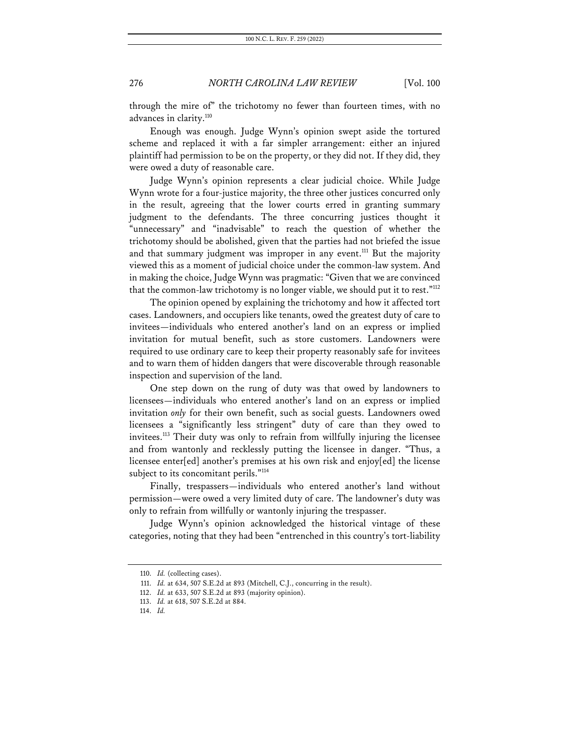through the mire of" the trichotomy no fewer than fourteen times, with no advances in clarity.[110]

Enough was enough. Judge Wynn's opinion swept aside the tortured scheme and replaced it with a far simpler arrangement: either an injured plaintiff had permission to be on the property, or they did not. If they did, they were owed a duty of reasonable care.

Judge Wynn's opinion represents a clear judicial choice. While Judge Wynn wrote for a four-justice majority, the three other justices concurred only in the result, agreeing that the lower courts erred in granting summary judgment to the defendants. The three concurring justices thought it "unnecessary" and "inadvisable" to reach the question of whether the trichotomy should be abolished, given that the parties had not briefed the issue and that summary judgment was improper in any event.[111] But the majority viewed this as a moment of judicial choice under the common-law system. And in making the choice, Judge Wynn was pragmatic: "Given that we are convinced that the common-law trichotomy is no longer viable, we should put it to rest."[112]

The opinion opened by explaining the trichotomy and how it affected tort cases. Landowners, and occupiers like tenants, owed the greatest duty of care to invitees—individuals who entered another's land on an express or implied invitation for mutual benefit, such as store customers. Landowners were required to use ordinary care to keep their property reasonably safe for invitees and to warn them of hidden dangers that were discoverable through reasonable inspection and supervision of the land.

One step down on the rung of duty was that owed by landowners to licensees—individuals who entered another's land on an express or implied invitation *only* for their own benefit, such as social guests. Landowners owed licensees a "significantly less stringent" duty of care than they owed to invitees.[113] Their duty was only to refrain from willfully injuring the licensee and from wantonly and recklessly putting the licensee in danger. "Thus, a licensee enter[ed] another's premises at his own risk and enjoy[ed] the license subject to its concomitant perils."[114]

Finally, trespassers—individuals who entered another's land without permission—were owed a very limited duty of care. The landowner's duty was only to refrain from willfully or wantonly injuring the trespasser.

Judge Wynn's opinion acknowledged the historical vintage of these categories, noting that they had been "entrenched in this country's tort-liability

---

110. *Id.* (collecting cases).

111. *Id.* at 634, 507 S.E.2d at 893 (Mitchell, C.J., concurring in the result).

112. *Id.* at 633, 507 S.E.2d at 893 (majority opinion).

113. *Id.* at 618, 507 S.E.2d at 884.

114. *Id.*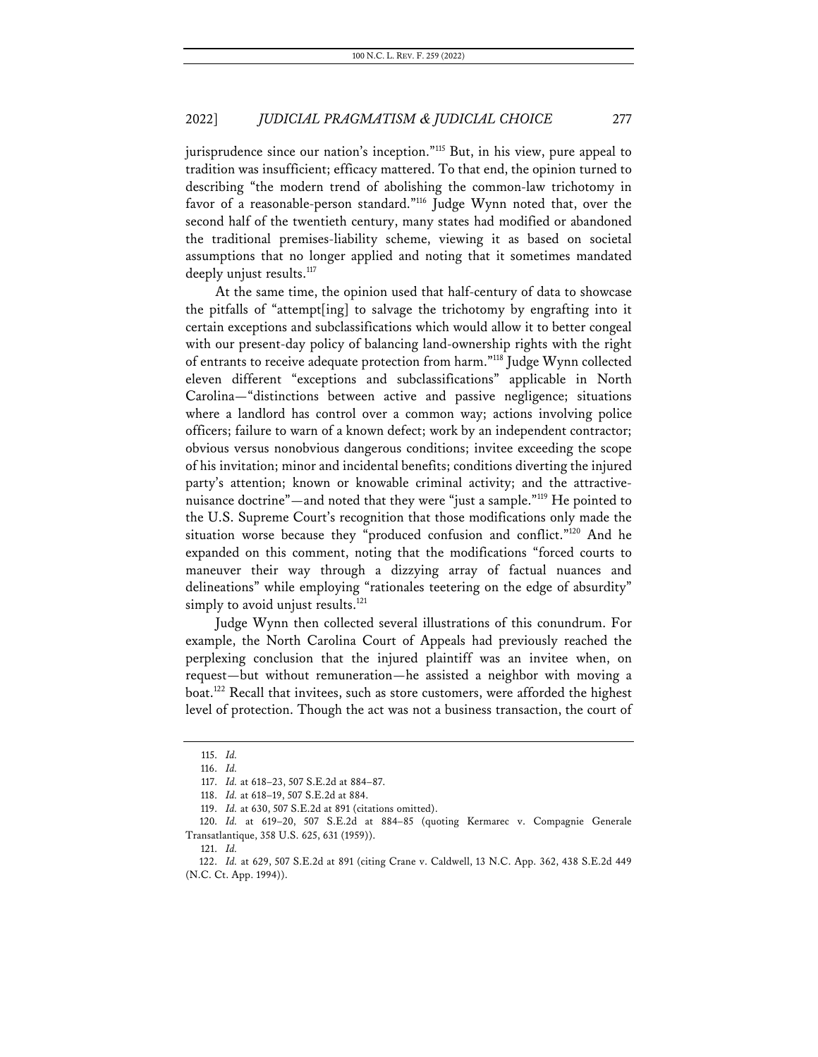jurisprudence since our nation's inception."[115] But, in his view, pure appeal to tradition was insufficient; efficacy mattered. To that end, the opinion turned to describing "the modern trend of abolishing the common-law trichotomy in favor of a reasonable-person standard."[116] Judge Wynn noted that, over the second half of the twentieth century, many states had modified or abandoned the traditional premises-liability scheme, viewing it as based on societal assumptions that no longer applied and noting that it sometimes mandated deeply unjust results.[117]

At the same time, the opinion used that half-century of data to showcase the pitfalls of "attempt[ing] to salvage the trichotomy by engrafting into it certain exceptions and subclassifications which would allow it to better congeal with our present-day policy of balancing land-ownership rights with the right of entrants to receive adequate protection from harm."[118] Judge Wynn collected eleven different "exceptions and subclassifications" applicable in North Carolina—"distinctions between active and passive negligence; situations where a landlord has control over a common way; actions involving police officers; failure to warn of a known defect; work by an independent contractor; obvious versus nonobvious dangerous conditions; invitee exceeding the scope of his invitation; minor and incidental benefits; conditions diverting the injured party's attention; known or knowable criminal activity; and the attractive-nuisance doctrine"—and noted that they were "just a sample."[119] He pointed to the U.S. Supreme Court's recognition that those modifications only made the situation worse because they "produced confusion and conflict."[120] And he expanded on this comment, noting that the modifications "forced courts to maneuver their way through a dizzying array of factual nuances and delineations" while employing "rationales teetering on the edge of absurdity" simply to avoid unjust results.[121]

Judge Wynn then collected several illustrations of this conundrum. For example, the North Carolina Court of Appeals had previously reached the perplexing conclusion that the injured plaintiff was an invitee when, on request—but without remuneration—he assisted a neighbor with moving a boat.[122] Recall that invitees, such as store customers, were afforded the highest level of protection. Though the act was not a business transaction, the court of

---

115. *Id.*

116. *Id.*

117. *Id.* at 618–23, 507 S.E.2d at 884–87.

118. *Id.* at 618–19, 507 S.E.2d at 884.

119. *Id.* at 630, 507 S.E.2d at 891 (citations omitted).

120. *Id.* at 619–20, 507 S.E.2d at 884–85 (quoting Kermarec v. Compagnie Generale Transatlantique, 358 U.S. 625, 631 (1959)).

121. *Id.*

122. *Id.* at 629, 507 S.E.2d at 891 (citing Crane v. Caldwell, 13 N.C. App. 362, 438 S.E.2d 449 (N.C. Ct. App. 1994)).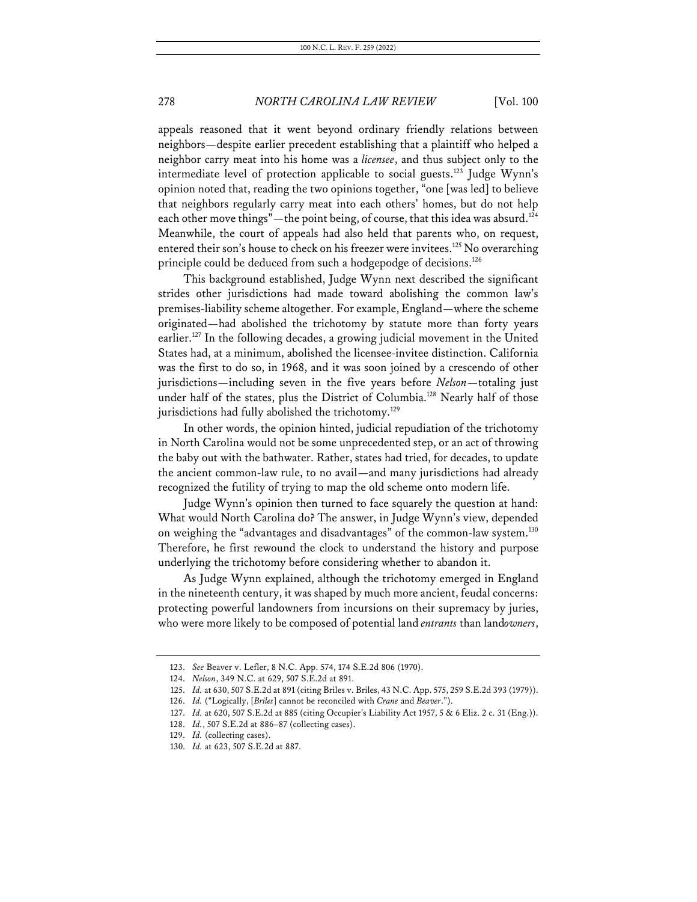appeals reasoned that it went beyond ordinary friendly relations between neighbors—despite earlier precedent establishing that a plaintiff who helped a neighbor carry meat into his home was a *licensee*, and thus subject only to the intermediate level of protection applicable to social guests.[123] Judge Wynn's opinion noted that, reading the two opinions together, "one [was led] to believe that neighbors regularly carry meat into each others' homes, but do not help each other move things"—the point being, of course, that this idea was absurd.[124] Meanwhile, the court of appeals had also held that parents who, on request, entered their son's house to check on his freezer were invitees.[125] No overarching principle could be deduced from such a hodgepodge of decisions.[126]

This background established, Judge Wynn next described the significant strides other jurisdictions had made toward abolishing the common law's premises-liability scheme altogether. For example, England—where the scheme originated—had abolished the trichotomy by statute more than forty years earlier.[127] In the following decades, a growing judicial movement in the United States had, at a minimum, abolished the licensee-invitee distinction. California was the first to do so, in 1968, and it was soon joined by a crescendo of other jurisdictions—including seven in the five years before *Nelson*—totaling just under half of the states, plus the District of Columbia.[128] Nearly half of those jurisdictions had fully abolished the trichotomy.[129]

In other words, the opinion hinted, judicial repudiation of the trichotomy in North Carolina would not be some unprecedented step, or an act of throwing the baby out with the bathwater. Rather, states had tried, for decades, to update the ancient common-law rule, to no avail—and many jurisdictions had already recognized the futility of trying to map the old scheme onto modern life.

Judge Wynn's opinion then turned to face squarely the question at hand: What would North Carolina do? The answer, in Judge Wynn's view, depended on weighing the "advantages and disadvantages" of the common-law system.[130] Therefore, he first rewound the clock to understand the history and purpose underlying the trichotomy before considering whether to abandon it.

As Judge Wynn explained, although the trichotomy emerged in England in the nineteenth century, it was shaped by much more ancient, feudal concerns: protecting powerful landowners from incursions on their supremacy by juries, who were more likely to be composed of potential land *entrants* than land*owners*,

---

123. *See* Beaver v. Lefler, 8 N.C. App. 574, 174 S.E.2d 806 (1970).

124. *Nelson*, 349 N.C. at 629, 507 S.E.2d at 891.

125. *Id.* at 630, 507 S.E.2d at 891 (citing Briles v. Briles, 43 N.C. App. 575, 259 S.E.2d 393 (1979)).

126. *Id.* ("Logically, [*Briles*] cannot be reconciled with *Crane* and *Beaver*.").

127. *Id.* at 620, 507 S.E.2d at 885 (citing Occupier's Liability Act 1957, 5 & 6 Eliz. 2 c. 31 (Eng.)).

128. *Id.*, 507 S.E.2d at 886–87 (collecting cases).

129. *Id.* (collecting cases).

130. *Id.* at 623, 507 S.E.2d at 887.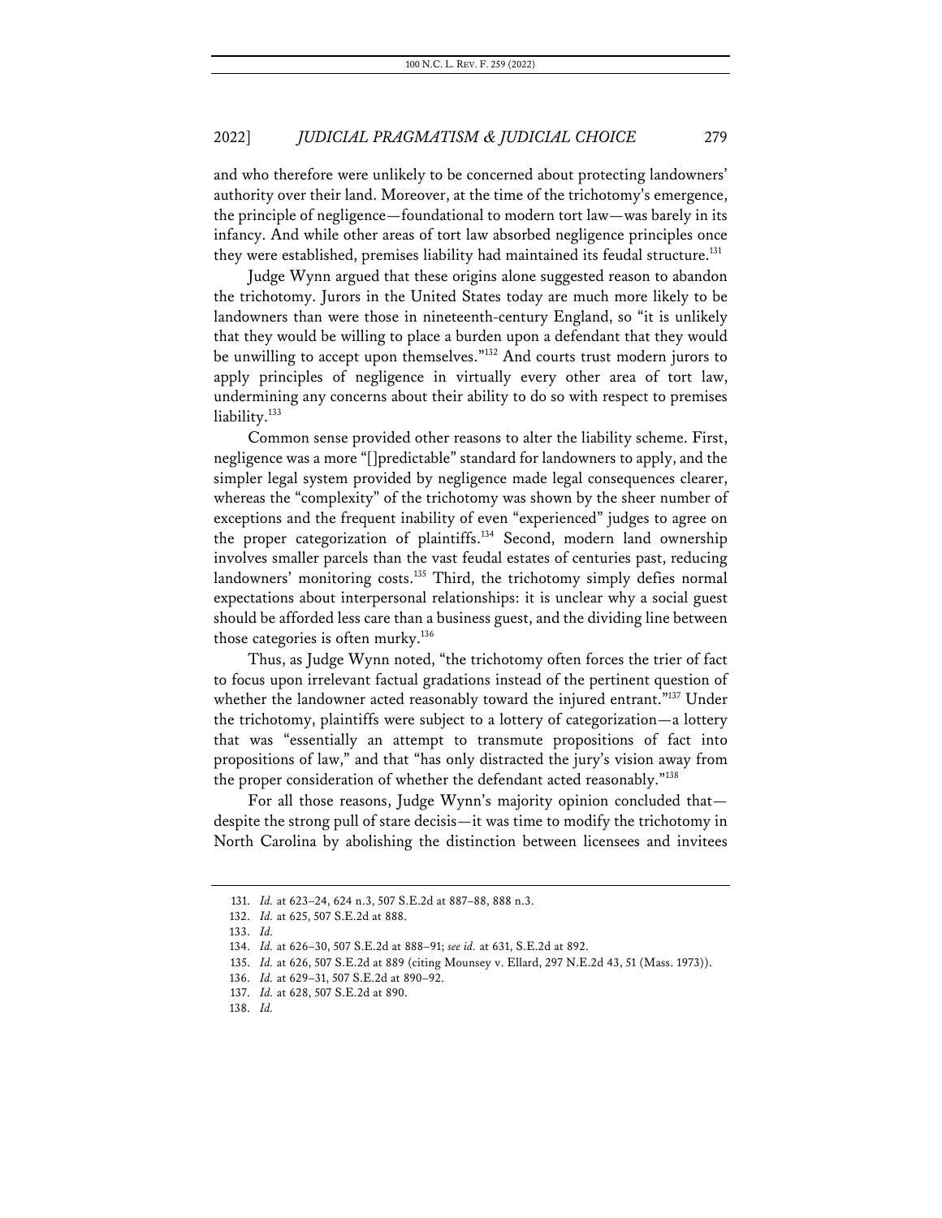and who therefore were unlikely to be concerned about protecting landowners' authority over their land. Moreover, at the time of the trichotomy's emergence, the principle of negligence—foundational to modern tort law—was barely in its infancy. And while other areas of tort law absorbed negligence principles once they were established, premises liability had maintained its feudal structure.[131]

Judge Wynn argued that these origins alone suggested reason to abandon the trichotomy. Jurors in the United States today are much more likely to be landowners than were those in nineteenth-century England, so "it is unlikely that they would be willing to place a burden upon a defendant that they would be unwilling to accept upon themselves."[132] And courts trust modern jurors to apply principles of negligence in virtually every other area of tort law, undermining any concerns about their ability to do so with respect to premises liability.[133]

Common sense provided other reasons to alter the liability scheme. First, negligence was a more "[]predictable" standard for landowners to apply, and the simpler legal system provided by negligence made legal consequences clearer, whereas the "complexity" of the trichotomy was shown by the sheer number of exceptions and the frequent inability of even "experienced" judges to agree on the proper categorization of plaintiffs.[134] Second, modern land ownership involves smaller parcels than the vast feudal estates of centuries past, reducing landowners' monitoring costs.[135] Third, the trichotomy simply defies normal expectations about interpersonal relationships: it is unclear why a social guest should be afforded less care than a business guest, and the dividing line between those categories is often murky.[136]

Thus, as Judge Wynn noted, "the trichotomy often forces the trier of fact to focus upon irrelevant factual gradations instead of the pertinent question of whether the landowner acted reasonably toward the injured entrant."[137] Under the trichotomy, plaintiffs were subject to a lottery of categorization—a lottery that was "essentially an attempt to transmute propositions of fact into propositions of law," and that "has only distracted the jury's vision away from the proper consideration of whether the defendant acted reasonably."[138]

For all those reasons, Judge Wynn's majority opinion concluded that—despite the strong pull of stare decisis—it was time to modify the trichotomy in North Carolina by abolishing the distinction between licensees and invitees

---

131. *Id.* at 623–24, 624 n.3, 507 S.E.2d at 887–88, 888 n.3.

132. *Id.* at 625, 507 S.E.2d at 888.

133. *Id.*

134. *Id.* at 626–30, 507 S.E.2d at 888–91; *see id.* at 631, S.E.2d at 892.

135. *Id.* at 626, 507 S.E.2d at 889 (citing Mounsey v. Ellard, 297 N.E.2d 43, 51 (Mass. 1973)).

136. *Id.* at 629–31, 507 S.E.2d at 890–92.

137. *Id.* at 628, 507 S.E.2d at 890.

138. *Id.*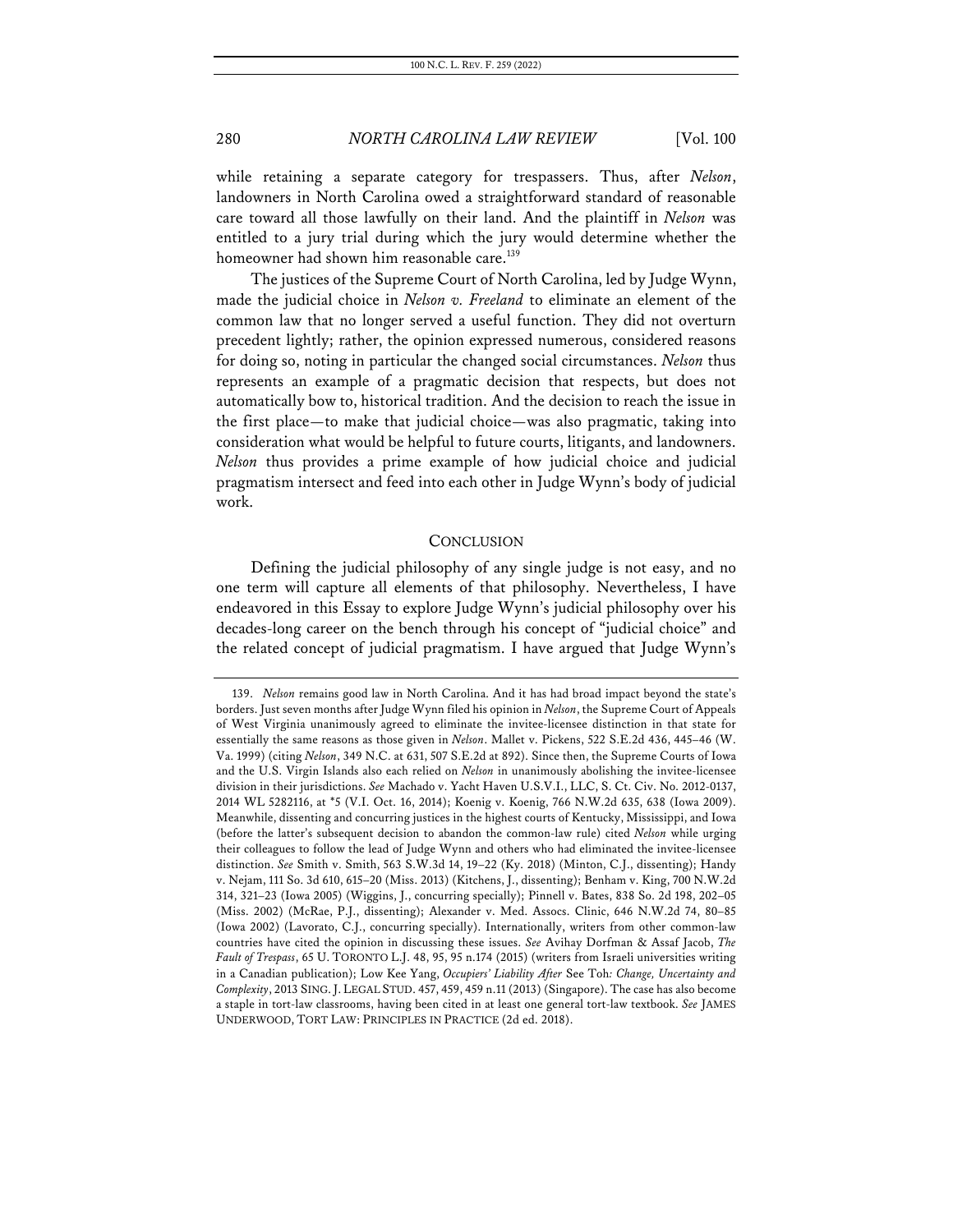while retaining a separate category for trespassers. Thus, after *Nelson*, landowners in North Carolina owed a straightforward standard of reasonable care toward all those lawfully on their land. And the plaintiff in *Nelson* was entitled to a jury trial during which the jury would determine whether the homeowner had shown him reasonable care.[139]

The justices of the Supreme Court of North Carolina, led by Judge Wynn, made the judicial choice in *Nelson v. Freeland* to eliminate an element of the common law that no longer served a useful function. They did not overturn precedent lightly; rather, the opinion expressed numerous, considered reasons for doing so, noting in particular the changed social circumstances. *Nelson* thus represents an example of a pragmatic decision that respects, but does not automatically bow to, historical tradition. And the decision to reach the issue in the first place—to make that judicial choice—was also pragmatic, taking into consideration what would be helpful to future courts, litigants, and landowners. *Nelson* thus provides a prime example of how judicial choice and judicial pragmatism intersect and feed into each other in Judge Wynn's body of judicial work.

## CONCLUSION

Defining the judicial philosophy of any single judge is not easy, and no one term will capture all elements of that philosophy. Nevertheless, I have endeavored in this Essay to explore Judge Wynn's judicial philosophy over his decades-long career on the bench through his concept of "judicial choice" and the related concept of judicial pragmatism. I have argued that Judge Wynn's

---

139. *Nelson* remains good law in North Carolina. And it has had broad impact beyond the state's borders. Just seven months after Judge Wynn filed his opinion in *Nelson*, the Supreme Court of Appeals of West Virginia unanimously agreed to eliminate the invitee-licensee distinction in that state for essentially the same reasons as those given in *Nelson*. Mallet v. Pickens, 522 S.E.2d 436, 445–46 (W. Va. 1999) (citing *Nelson*, 349 N.C. at 631, 507 S.E.2d at 892). Since then, the Supreme Courts of Iowa and the U.S. Virgin Islands also each relied on *Nelson* in unanimously abolishing the invitee-licensee division in their jurisdictions. *See* Machado v. Yacht Haven U.S.V.I., LLC, S. Ct. Civ. No. 2012-0137, 2014 WL 5282116, at \*5 (V.I. Oct. 16, 2014); Koenig v. Koenig, 766 N.W.2d 635, 638 (Iowa 2009). Meanwhile, dissenting and concurring justices in the highest courts of Kentucky, Mississippi, and Iowa (before the latter's subsequent decision to abandon the common-law rule) cited *Nelson* while urging their colleagues to follow the lead of Judge Wynn and others who had eliminated the invitee-licensee distinction. *See* Smith v. Smith, 563 S.W.3d 14, 19–22 (Ky. 2018) (Minton, C.J., dissenting); Handy v. Nejam, 111 So. 3d 610, 615–20 (Miss. 2013) (Kitchens, J., dissenting); Benham v. King, 700 N.W.2d 314, 321–23 (Iowa 2005) (Wiggins, J., concurring specially); Pinnell v. Bates, 838 So. 2d 198, 202–05 (Miss. 2002) (McRae, P.J., dissenting); Alexander v. Med. Assocs. Clinic, 646 N.W.2d 74, 80–85 (Iowa 2002) (Lavorato, C.J., concurring specially). Internationally, writers from other common-law countries have cited the opinion in discussing these issues. *See* Avihay Dorfman & Assaf Jacob, *The Fault of Trespass*, 65 U. TORONTO L.J. 48, 95, 95 n.174 (2015) (writers from Israeli universities writing in a Canadian publication); Low Kee Yang, *Occupiers' Liability After* See Toh*: Change, Uncertainty and Complexity*, 2013 SING. J. LEGAL STUD. 457, 459, 459 n.11 (2013) (Singapore). The case has also become a staple in tort-law classrooms, having been cited in at least one general tort-law textbook. *See* JAMES UNDERWOOD, TORT LAW: PRINCIPLES IN PRACTICE (2d ed. 2018).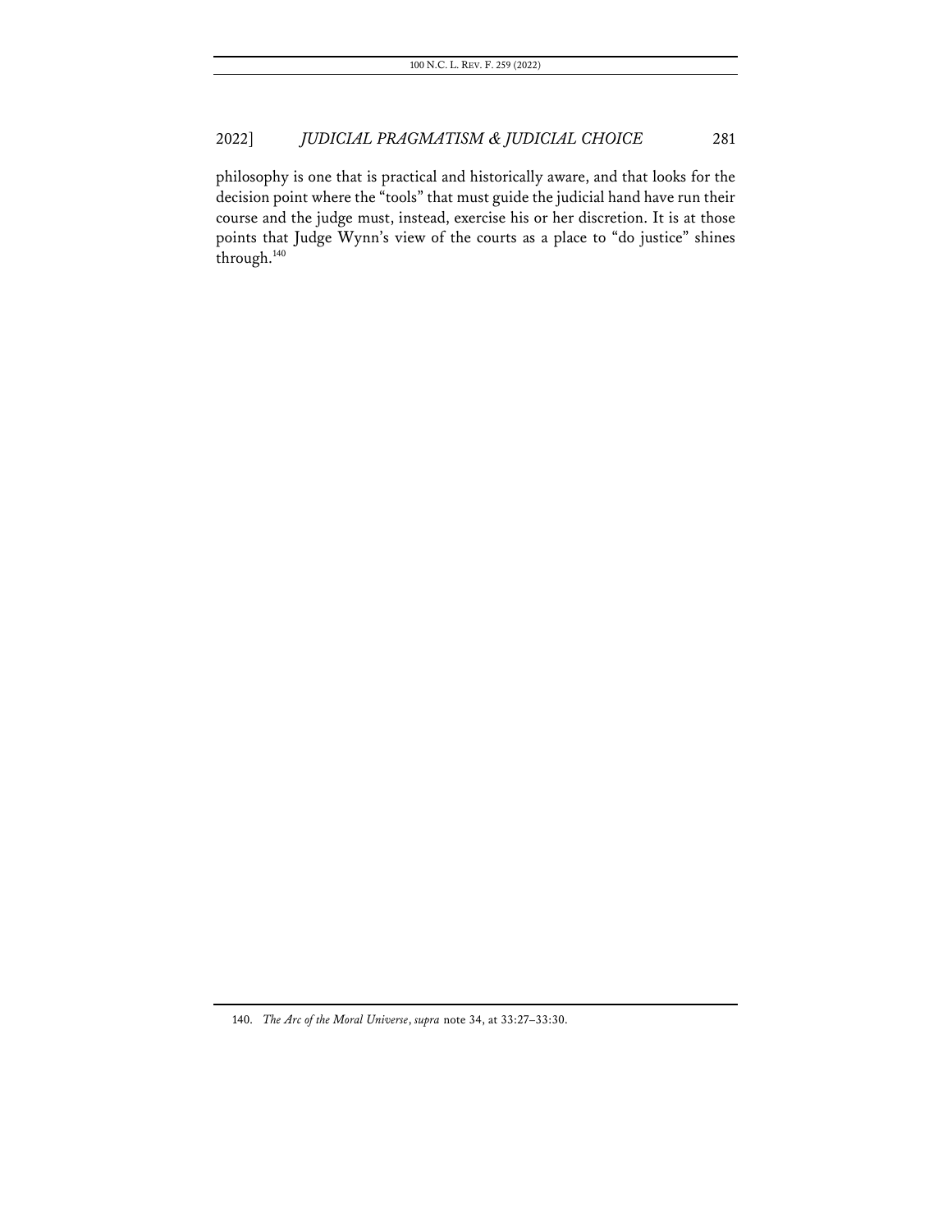philosophy is one that is practical and historically aware, and that looks for the decision point where the "tools" that must guide the judicial hand have run their course and the judge must, instead, exercise his or her discretion. It is at those points that Judge Wynn's view of the courts as a place to "do justice" shines through.[140]

---

140. *The Arc of the Moral Universe*, *supra* note 34, at 33:27–33:30.